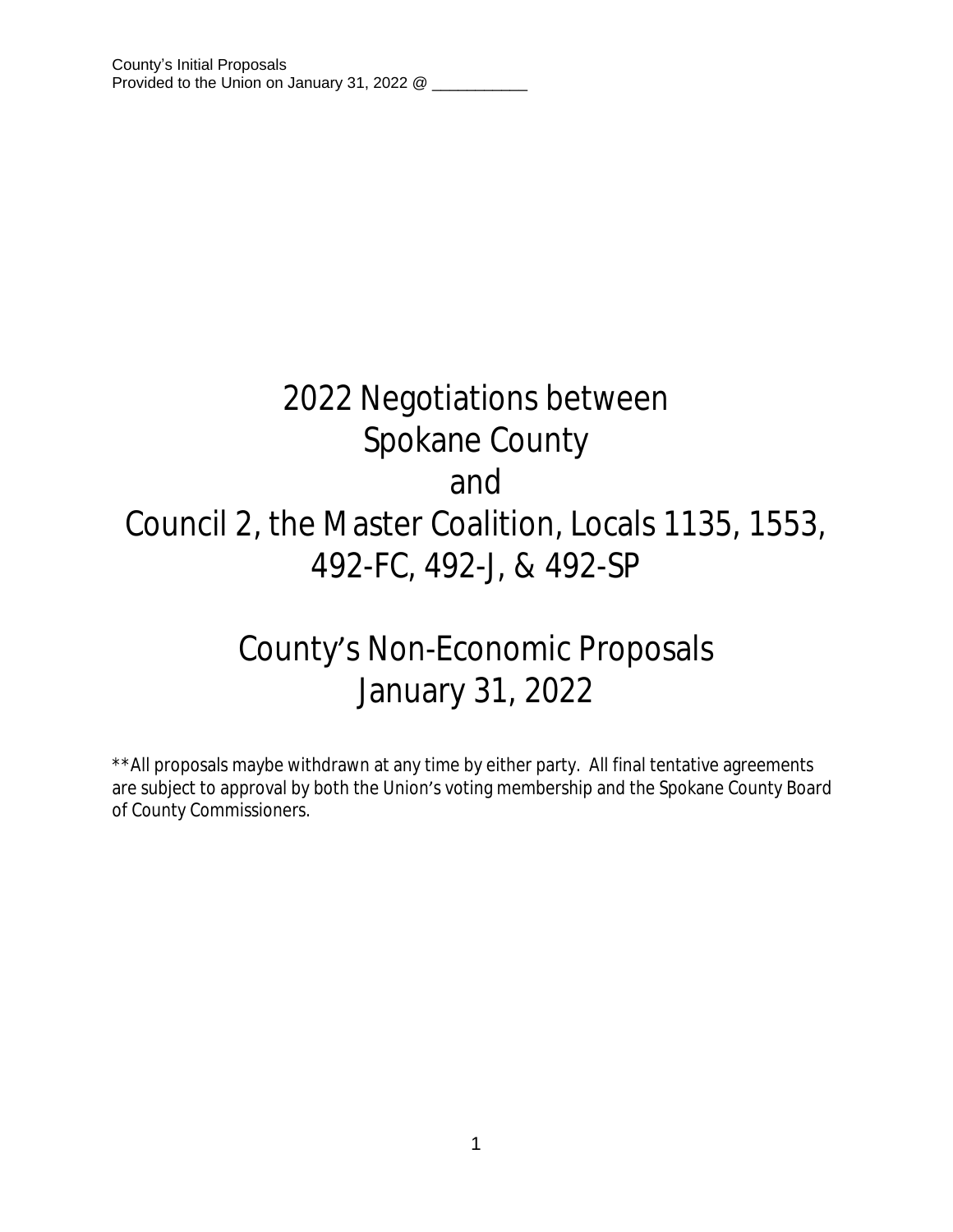County's Initial Proposals
Provided to the Union on January 31, 2022 @ ___________

# 2022 Negotiations between Spokane County and Council 2, the Master Coalition, Locals 1135, 1553, 492-FC, 492-J, & 492-SP

# County's Non-Economic Proposals January 31, 2022

**All proposals maybe withdrawn at any time by either party. All final tentative agreements are subject to approval by both the Union's voting membership and the Spokane County Board of County Commissioners.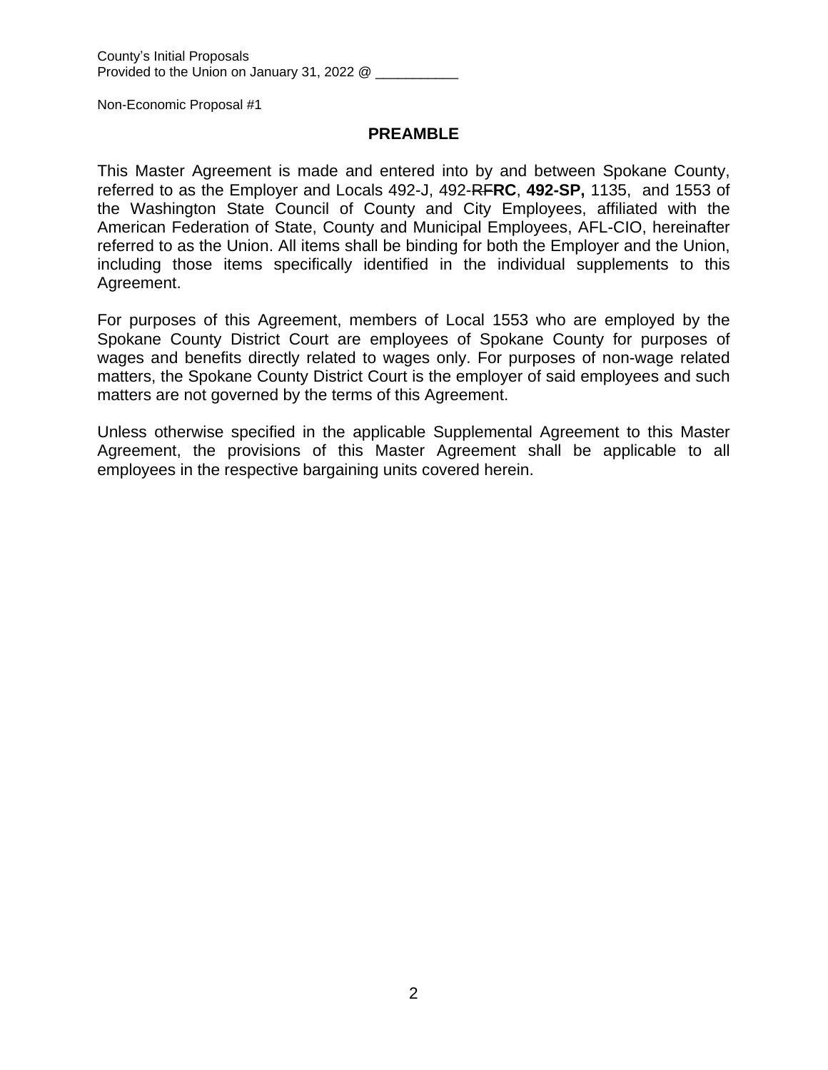County's Initial Proposals
Provided to the Union on January 31, 2022 @ ___________

Non-Economic Proposal #1

## PREAMBLE

This Master Agreement is made and entered into by and between Spokane County, referred to as the Employer and Locals 492-J, 492-~~RF~~**RC**, **492-SP,** 1135, and 1553 of the Washington State Council of County and City Employees, affiliated with the American Federation of State, County and Municipal Employees, AFL-CIO, hereinafter referred to as the Union. All items shall be binding for both the Employer and the Union, including those items specifically identified in the individual supplements to this Agreement.

For purposes of this Agreement, members of Local 1553 who are employed by the Spokane County District Court are employees of Spokane County for purposes of wages and benefits directly related to wages only. For purposes of non-wage related matters, the Spokane County District Court is the employer of said employees and such matters are not governed by the terms of this Agreement.

Unless otherwise specified in the applicable Supplemental Agreement to this Master Agreement, the provisions of this Master Agreement shall be applicable to all employees in the respective bargaining units covered herein.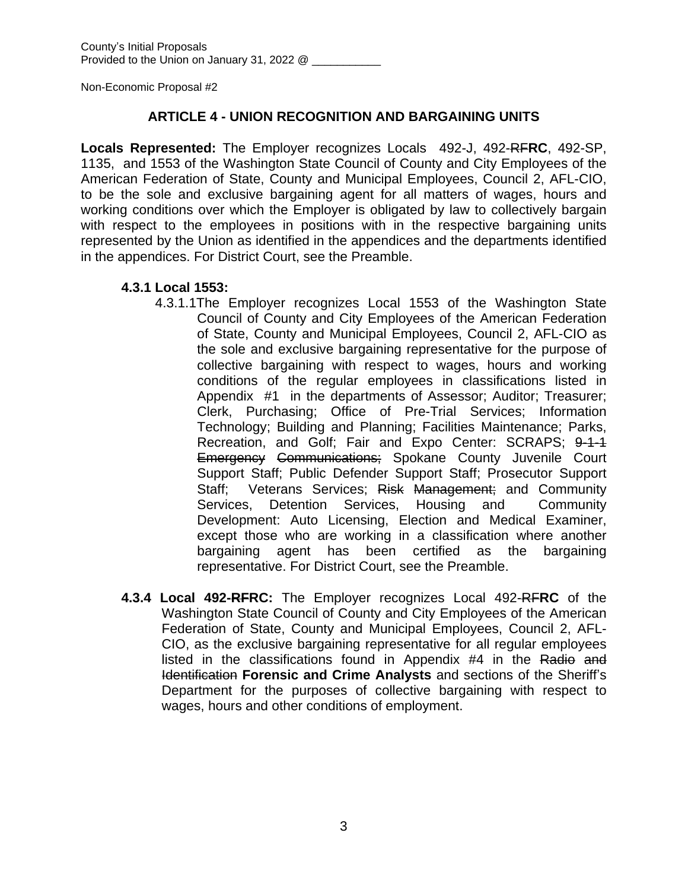County's Initial Proposals
Provided to the Union on January 31, 2022 @ ___________

Non-Economic Proposal #2

## ARTICLE 4 - UNION RECOGNITION AND BARGAINING UNITS

**Locals Represented:** The Employer recognizes Locals 492-J, 492-~~RF~~**RC**, 492-SP, 1135, and 1553 of the Washington State Council of County and City Employees of the American Federation of State, County and Municipal Employees, Council 2, AFL-CIO, to be the sole and exclusive bargaining agent for all matters of wages, hours and working conditions over which the Employer is obligated by law to collectively bargain with respect to the employees in positions with in the respective bargaining units represented by the Union as identified in the appendices and the departments identified in the appendices. For District Court, see the Preamble.

**4.3.1 Local 1553:**

4.3.1.1 The Employer recognizes Local 1553 of the Washington State Council of County and City Employees of the American Federation of State, County and Municipal Employees, Council 2, AFL-CIO as the sole and exclusive bargaining representative for the purpose of collective bargaining with respect to wages, hours and working conditions of the regular employees in classifications listed in Appendix #1 in the departments of Assessor; Auditor; Treasurer; Clerk, Purchasing; Office of Pre-Trial Services; Information Technology; Building and Planning; Facilities Maintenance; Parks, Recreation, and Golf; Fair and Expo Center: SCRAPS; ~~9-1-1 Emergency Communications;~~ Spokane County Juvenile Court Support Staff; Public Defender Support Staff; Prosecutor Support Staff; Veterans Services; ~~Risk Management;~~ and Community Services, Detention Services, Housing and Community Development: Auto Licensing, Election and Medical Examiner, except those who are working in a classification where another bargaining agent has been certified as the bargaining representative. For District Court, see the Preamble.

**4.3.4 Local 492-~~RF~~RC:** The Employer recognizes Local 492-~~RF~~**RC** of the Washington State Council of County and City Employees of the American Federation of State, County and Municipal Employees, Council 2, AFL-CIO, as the exclusive bargaining representative for all regular employees listed in the classifications found in Appendix #4 in the ~~Radio and Identification~~ **Forensic and Crime Analysts** and sections of the Sheriff's Department for the purposes of collective bargaining with respect to wages, hours and other conditions of employment.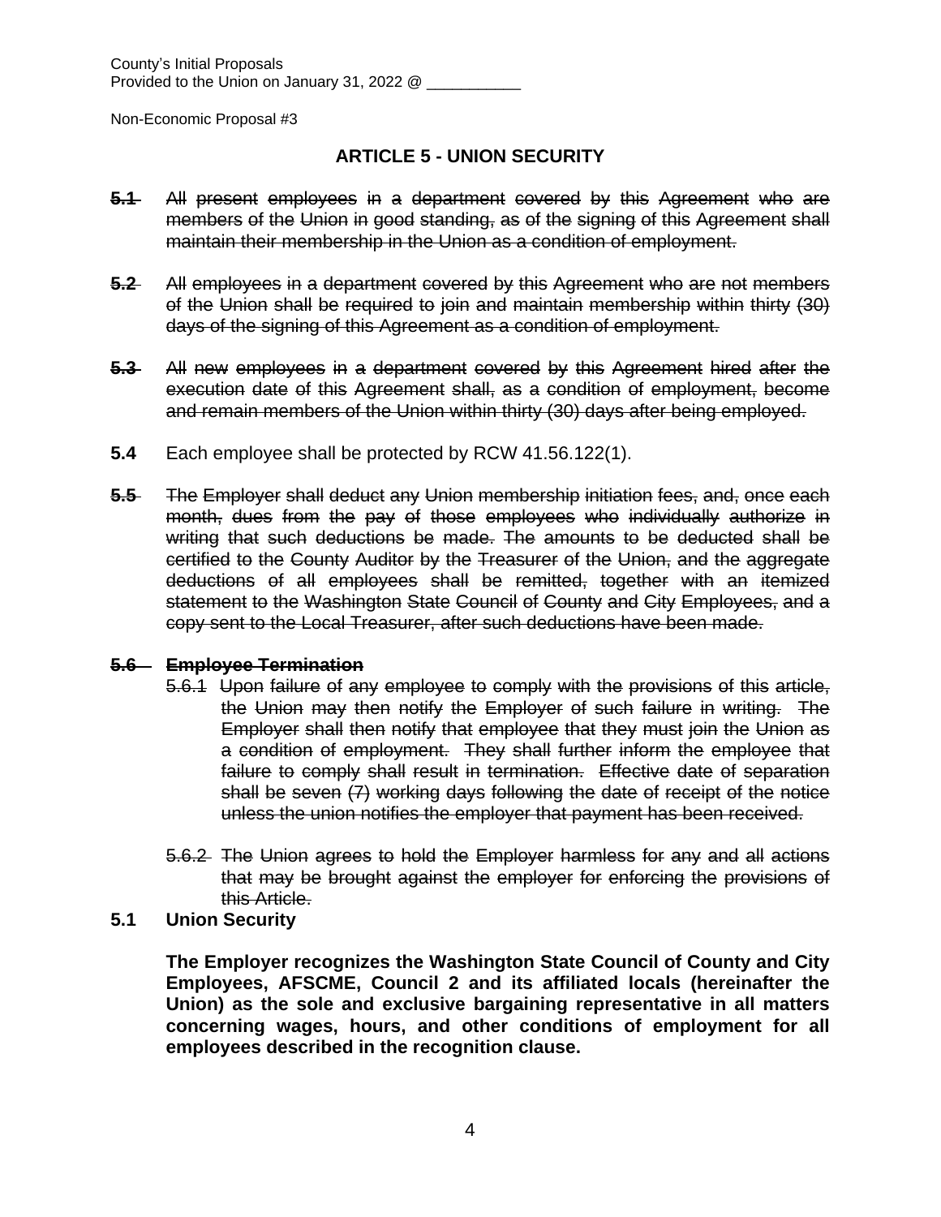County's Initial Proposals
Provided to the Union on January 31, 2022 @ ___________

Non-Economic Proposal #3

## ARTICLE 5 - UNION SECURITY

~~**5.1**~~ ~~All present employees in a department covered by this Agreement who are members of the Union in good standing, as of the signing of this Agreement shall maintain their membership in the Union as a condition of employment.~~

~~**5.2**~~ ~~All employees in a department covered by this Agreement who are not members of the Union shall be required to join and maintain membership within thirty (30) days of the signing of this Agreement as a condition of employment.~~

~~**5.3**~~ ~~All new employees in a department covered by this Agreement hired after the execution date of this Agreement shall, as a condition of employment, become and remain members of the Union within thirty (30) days after being employed.~~

**5.4** Each employee shall be protected by RCW 41.56.122(1).

~~**5.5**~~ ~~The Employer shall deduct any Union membership initiation fees, and, once each month, dues from the pay of those employees who individually authorize in writing that such deductions be made. The amounts to be deducted shall be certified to the County Auditor by the Treasurer of the Union, and the aggregate deductions of all employees shall be remitted, together with an itemized statement to the Washington State Council of County and City Employees, and a copy sent to the Local Treasurer, after such deductions have been made.~~

~~**5.6 Employee Termination**~~

~~5.6.1 Upon failure of any employee to comply with the provisions of this article, the Union may then notify the Employer of such failure in writing. The Employer shall then notify that employee that they must join the Union as a condition of employment. They shall further inform the employee that failure to comply shall result in termination. Effective date of separation shall be seven (7) working days following the date of receipt of the notice unless the union notifies the employer that payment has been received.~~

~~5.6.2 The Union agrees to hold the Employer harmless for any and all actions that may be brought against the employer for enforcing the provisions of this Article.~~

**5.1 Union Security**

**The Employer recognizes the Washington State Council of County and City Employees, AFSCME, Council 2 and its affiliated locals (hereinafter the Union) as the sole and exclusive bargaining representative in all matters concerning wages, hours, and other conditions of employment for all employees described in the recognition clause.**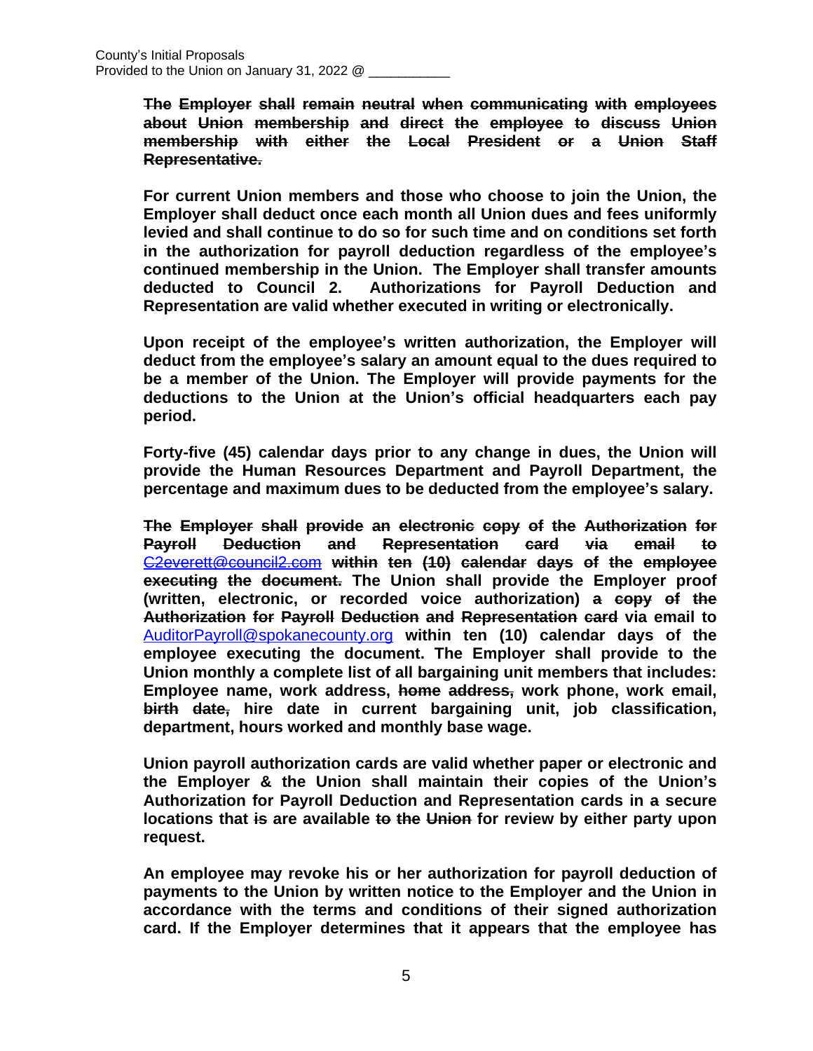~~**The Employer shall remain neutral when communicating with employees about Union membership and direct the employee to discuss Union membership with either the Local President or a Union Staff Representative.**~~

**For current Union members and those who choose to join the Union, the Employer shall deduct once each month all Union dues and fees uniformly levied and shall continue to do so for such time and on conditions set forth in the authorization for payroll deduction regardless of the employee's continued membership in the Union. The Employer shall transfer amounts deducted to Council 2. Authorizations for Payroll Deduction and Representation are valid whether executed in writing or electronically.**

**Upon receipt of the employee's written authorization, the Employer will deduct from the employee's salary an amount equal to the dues required to be a member of the Union. The Employer will provide payments for the deductions to the Union at the Union's official headquarters each pay period.**

**Forty-five (45) calendar days prior to any change in dues, the Union will provide the Human Resources Department and Payroll Department, the percentage and maximum dues to be deducted from the employee's salary.**

~~**The Employer shall provide an electronic copy of the Authorization for Payroll Deduction and Representation card via email to**~~ ~~C2everett@council2.com~~ ~~**within ten (10) calendar days of the employee executing the document.**~~ **The Union shall provide the Employer proof (written, electronic, or recorded voice authorization)** ~~**a copy of the Authorization for Payroll Deduction and Representation card**~~ **via email to** AuditorPayroll@spokanecounty.org **within ten (10) calendar days of the employee executing the document. The Employer shall provide to the Union monthly a complete list of all bargaining unit members that includes: Employee name, work address,** ~~**home address,**~~ **work phone, work email,** ~~**birth date,**~~ **hire date in current bargaining unit, job classification, department, hours worked and monthly base wage.**

**Union payroll authorization cards are valid whether paper or electronic and the Employer & the Union shall maintain their copies of the Union's Authorization for Payroll Deduction and Representation cards in a secure locations that** ~~**is**~~ **are available** ~~**to the Union**~~ **for review by either party upon request.**

**An employee may revoke his or her authorization for payroll deduction of payments to the Union by written notice to the Employer and the Union in accordance with the terms and conditions of their signed authorization card. If the Employer determines that it appears that the employee has**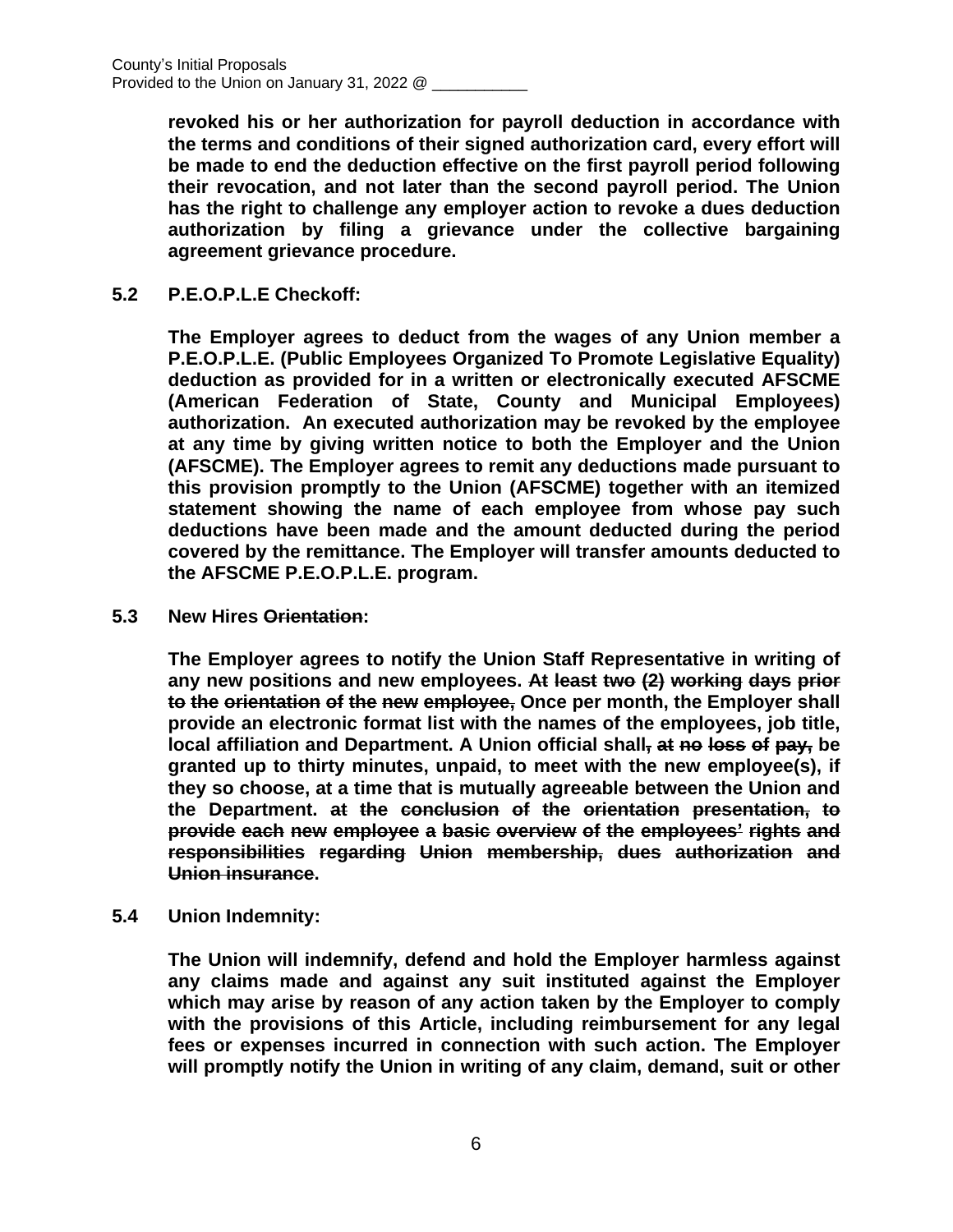**revoked his or her authorization for payroll deduction in accordance with the terms and conditions of their signed authorization card, every effort will be made to end the deduction effective on the first payroll period following their revocation, and not later than the second payroll period. The Union has the right to challenge any employer action to revoke a dues deduction authorization by filing a grievance under the collective bargaining agreement grievance procedure.**

**5.2 P.E.O.P.L.E Checkoff:**

**The Employer agrees to deduct from the wages of any Union member a P.E.O.P.L.E. (Public Employees Organized To Promote Legislative Equality) deduction as provided for in a written or electronically executed AFSCME (American Federation of State, County and Municipal Employees) authorization. An executed authorization may be revoked by the employee at any time by giving written notice to both the Employer and the Union (AFSCME). The Employer agrees to remit any deductions made pursuant to this provision promptly to the Union (AFSCME) together with an itemized statement showing the name of each employee from whose pay such deductions have been made and the amount deducted during the period covered by the remittance. The Employer will transfer amounts deducted to the AFSCME P.E.O.P.L.E. program.**

**5.3 New Hires ~~Orientation~~:**

**The Employer agrees to notify the Union Staff Representative in writing of any new positions and new employees. ~~At least two (2) working days prior to the orientation of the new employee,~~ Once per month, the Employer shall provide an electronic format list with the names of the employees, job title, local affiliation and Department. A Union official shall~~, at no loss of pay,~~ be granted up to thirty minutes, unpaid, to meet with the new employee(s), if they so choose, at a time that is mutually agreeable between the Union and the Department. ~~at the conclusion of the orientation presentation, to provide each new employee a basic overview of the employees' rights and responsibilities regarding Union membership, dues authorization and Union insurance~~.**

**5.4 Union Indemnity:**

**The Union will indemnify, defend and hold the Employer harmless against any claims made and against any suit instituted against the Employer which may arise by reason of any action taken by the Employer to comply with the provisions of this Article, including reimbursement for any legal fees or expenses incurred in connection with such action. The Employer will promptly notify the Union in writing of any claim, demand, suit or other**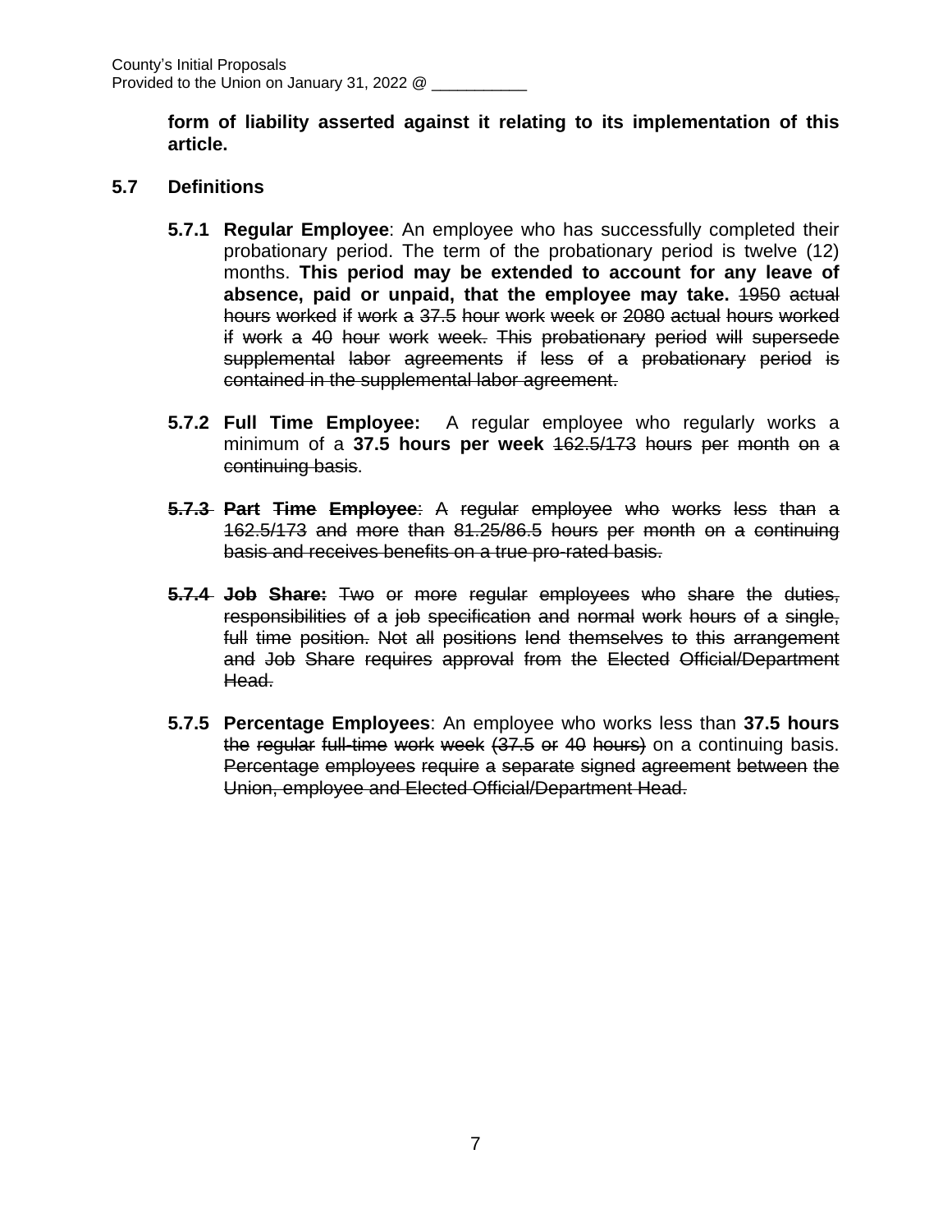**form of liability asserted against it relating to its implementation of this article.**

**5.7 Definitions**

**5.7.1 Regular Employee**: An employee who has successfully completed their probationary period. The term of the probationary period is twelve (12) months. **This period may be extended to account for any leave of absence, paid or unpaid, that the employee may take.** ~~1950 actual hours worked if work a 37.5 hour work week or 2080 actual hours worked if work a 40 hour work week. This probationary period will supersede supplemental labor agreements if less of a probationary period is contained in the supplemental labor agreement.~~

**5.7.2 Full Time Employee:** A regular employee who regularly works a minimum of a **37.5 hours per week** ~~162.5/173 hours per month on a continuing basis~~.

~~**5.7.3 Part Time Employee**: A regular employee who works less than a 162.5/173 and more than 81.25/86.5 hours per month on a continuing basis and receives benefits on a true pro-rated basis.~~

~~**5.7.4 Job Share:** Two or more regular employees who share the duties, responsibilities of a job specification and normal work hours of a single, full time position. Not all positions lend themselves to this arrangement and Job Share requires approval from the Elected Official/Department Head.~~

**5.7.5 Percentage Employees**: An employee who works less than **37.5 hours** ~~the regular full-time work week (37.5 or 40 hours)~~ on a continuing basis. ~~Percentage employees require a separate signed agreement between the Union, employee and Elected Official/Department Head.~~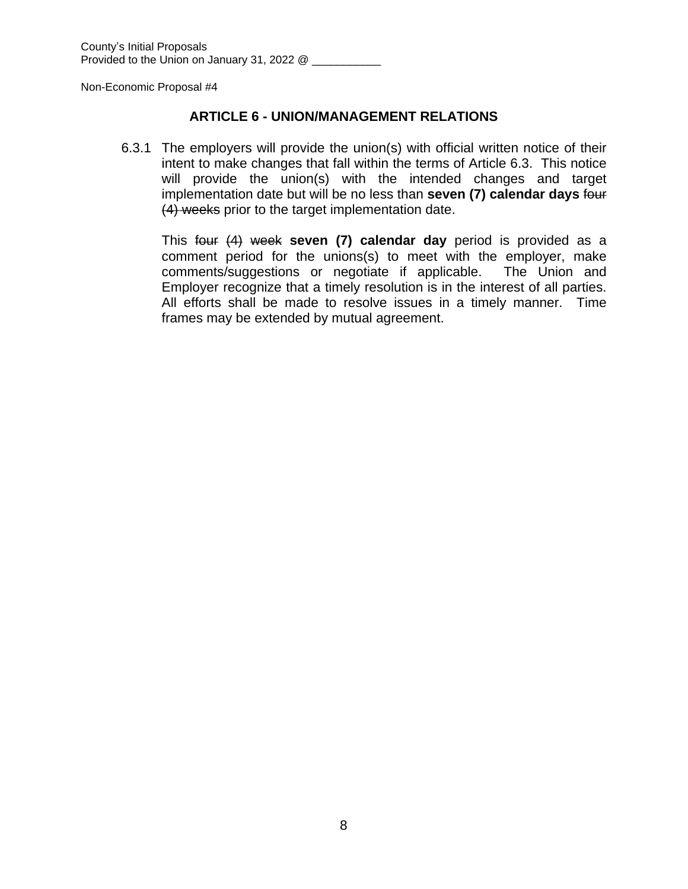County's Initial Proposals
Provided to the Union on January 31, 2022 @ ___________

Non-Economic Proposal #4

## ARTICLE 6 - UNION/MANAGEMENT RELATIONS

6.3.1 The employers will provide the union(s) with official written notice of their intent to make changes that fall within the terms of Article 6.3. This notice will provide the union(s) with the intended changes and target implementation date but will be no less than **seven (7) calendar days** ~~four (4) weeks~~ prior to the target implementation date.

This ~~four (4) week~~ **seven (7) calendar day** period is provided as a comment period for the unions(s) to meet with the employer, make comments/suggestions or negotiate if applicable. The Union and Employer recognize that a timely resolution is in the interest of all parties. All efforts shall be made to resolve issues in a timely manner. Time frames may be extended by mutual agreement.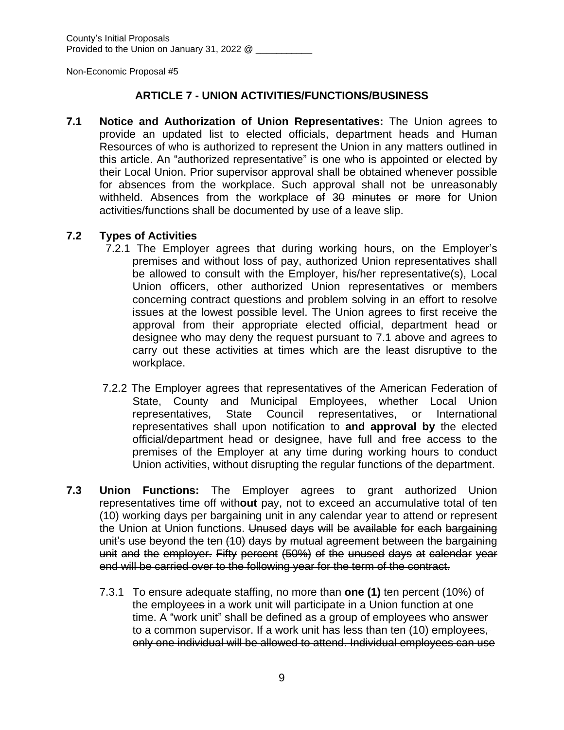County's Initial Proposals
Provided to the Union on January 31, 2022 @ ___________

Non-Economic Proposal #5

## ARTICLE 7 - UNION ACTIVITIES/FUNCTIONS/BUSINESS

**7.1 Notice and Authorization of Union Representatives:** The Union agrees to provide an updated list to elected officials, department heads and Human Resources of who is authorized to represent the Union in any matters outlined in this article. An "authorized representative" is one who is appointed or elected by their Local Union. Prior supervisor approval shall be obtained ~~whenever possible~~ for absences from the workplace. Such approval shall not be unreasonably withheld. Absences from the workplace ~~of 30 minutes or more~~ for Union activities/functions shall be documented by use of a leave slip.

**7.2 Types of Activities**

7.2.1 The Employer agrees that during working hours, on the Employer's premises and without loss of pay, authorized Union representatives shall be allowed to consult with the Employer, his/her representative(s), Local Union officers, other authorized Union representatives or members concerning contract questions and problem solving in an effort to resolve issues at the lowest possible level. The Union agrees to first receive the approval from their appropriate elected official, department head or designee who may deny the request pursuant to 7.1 above and agrees to carry out these activities at times which are the least disruptive to the workplace.

7.2.2 The Employer agrees that representatives of the American Federation of State, County and Municipal Employees, whether Local Union representatives, State Council representatives, or International representatives shall upon notification to **and approval by** the elected official/department head or designee, have full and free access to the premises of the Employer at any time during working hours to conduct Union activities, without disrupting the regular functions of the department.

**7.3 Union Functions:** The Employer agrees to grant authorized Union representatives time off with**out** pay, not to exceed an accumulative total of ten (10) working days per bargaining unit in any calendar year to attend or represent the Union at Union functions. ~~Unused days will be available for each bargaining unit's use beyond the ten (10) days by mutual agreement between the bargaining unit and the employer. Fifty percent (50%) of the unused days at calendar year end will be carried over to the following year for the term of the contract.~~

7.3.1 To ensure adequate staffing, no more than **one (1)** ~~ten percent (10%)~~ of the employee~~s~~ in a work unit will participate in a Union function at one time. A "work unit" shall be defined as a group of employees who answer to a common supervisor. ~~If a work unit has less than ten (10) employees, only one individual will be allowed to attend. Individual employees can use~~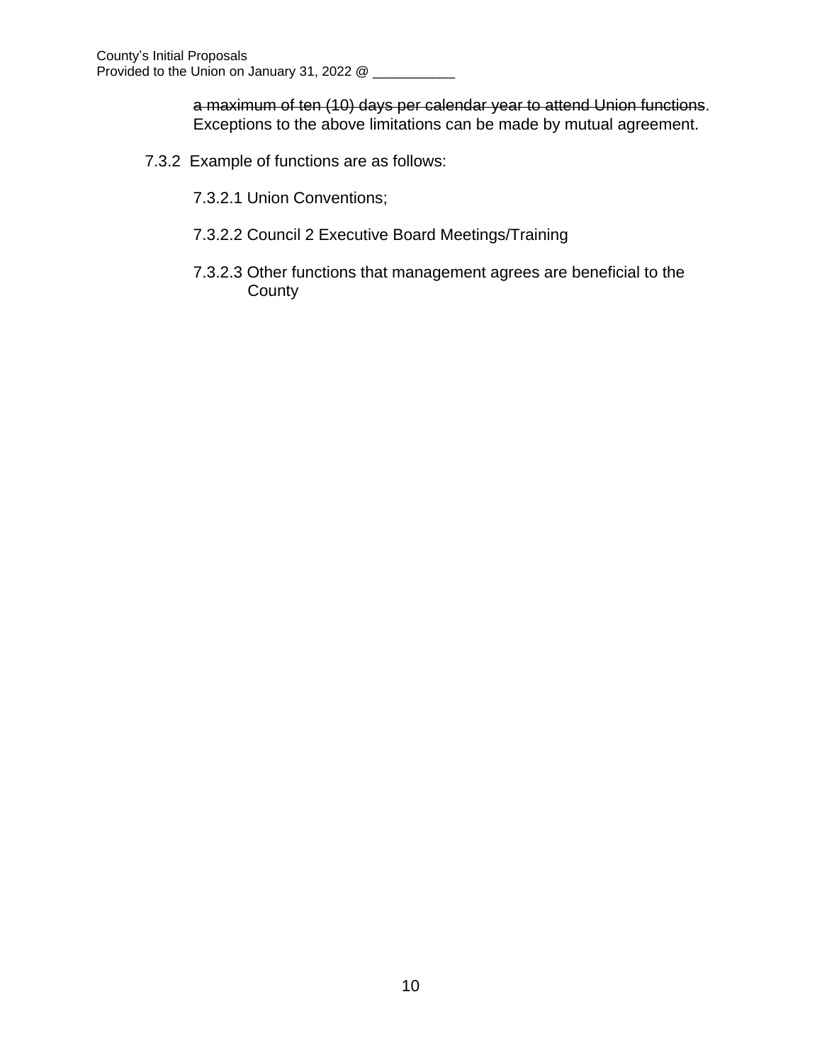~~a maximum of ten (10) days per calendar year to attend Union functions~~. Exceptions to the above limitations can be made by mutual agreement.

7.3.2 Example of functions are as follows:

7.3.2.1 Union Conventions;

7.3.2.2 Council 2 Executive Board Meetings/Training

7.3.2.3 Other functions that management agrees are beneficial to the County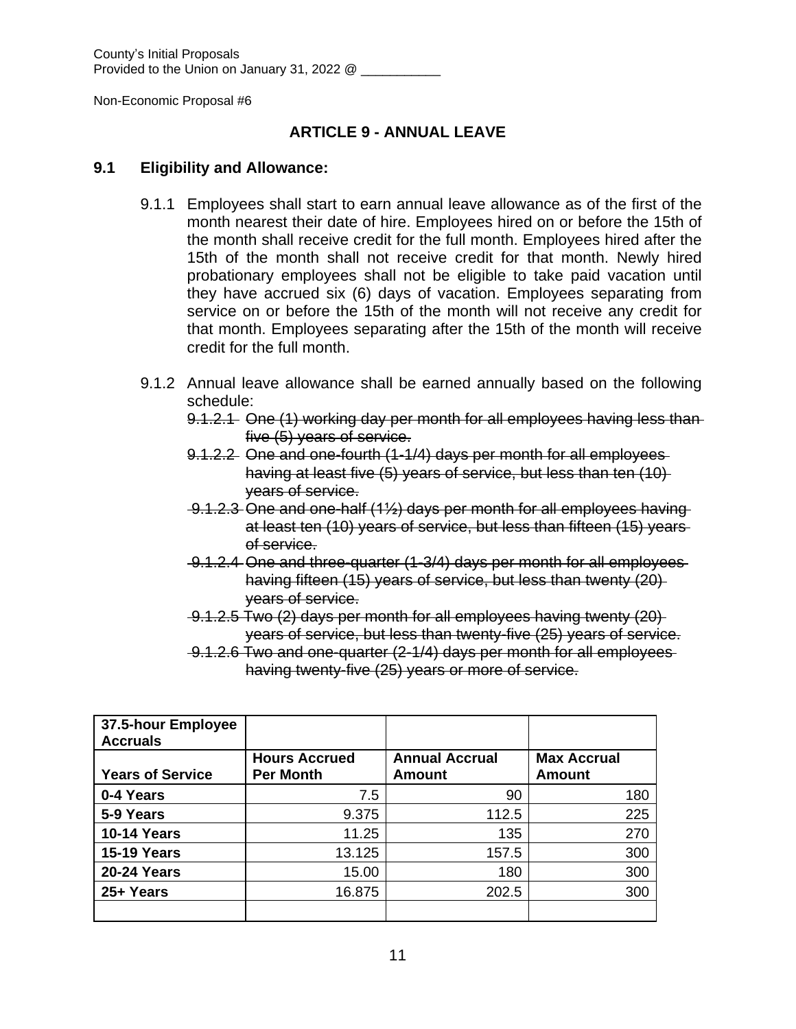County's Initial Proposals
Provided to the Union on January 31, 2022 @ ___________

Non-Economic Proposal #6

## ARTICLE 9 - ANNUAL LEAVE

### 9.1 Eligibility and Allowance:

9.1.1 Employees shall start to earn annual leave allowance as of the first of the month nearest their date of hire. Employees hired on or before the 15th of the month shall receive credit for the full month. Employees hired after the 15th of the month shall not receive credit for that month. Newly hired probationary employees shall not be eligible to take paid vacation until they have accrued six (6) days of vacation. Employees separating from service on or before the 15th of the month will not receive any credit for that month. Employees separating after the 15th of the month will receive credit for the full month.

9.1.2 Annual leave allowance shall be earned annually based on the following schedule:

~~9.1.2.1 One (1) working day per month for all employees having less than five (5) years of service.~~

~~9.1.2.2 One and one-fourth (1-1/4) days per month for all employees having at least five (5) years of service, but less than ten (10) years of service.~~

~~9.1.2.3 One and one-half (1½) days per month for all employees having at least ten (10) years of service, but less than fifteen (15) years of service.~~

~~9.1.2.4 One and three-quarter (1-3/4) days per month for all employees having fifteen (15) years of service, but less than twenty (20) years of service.~~

~~9.1.2.5 Two (2) days per month for all employees having twenty (20) years of service, but less than twenty-five (25) years of service.~~

~~9.1.2.6 Two and one-quarter (2-1/4) days per month for all employees having twenty-five (25) years or more of service.~~

| **37.5-hour Employee Accruals** | | | |
|---|---|---|---|
| **Years of Service** | **Hours Accrued Per Month** | **Annual Accrual Amount** | **Max Accrual Amount** |
| **0-4 Years** | 7.5 | 90 | 180 |
| **5-9 Years** | 9.375 | 112.5 | 225 |
| **10-14 Years** | 11.25 | 135 | 270 |
| **15-19 Years** | 13.125 | 157.5 | 300 |
| **20-24 Years** | 15.00 | 180 | 300 |
| **25+ Years** | 16.875 | 202.5 | 300 |
| | | | |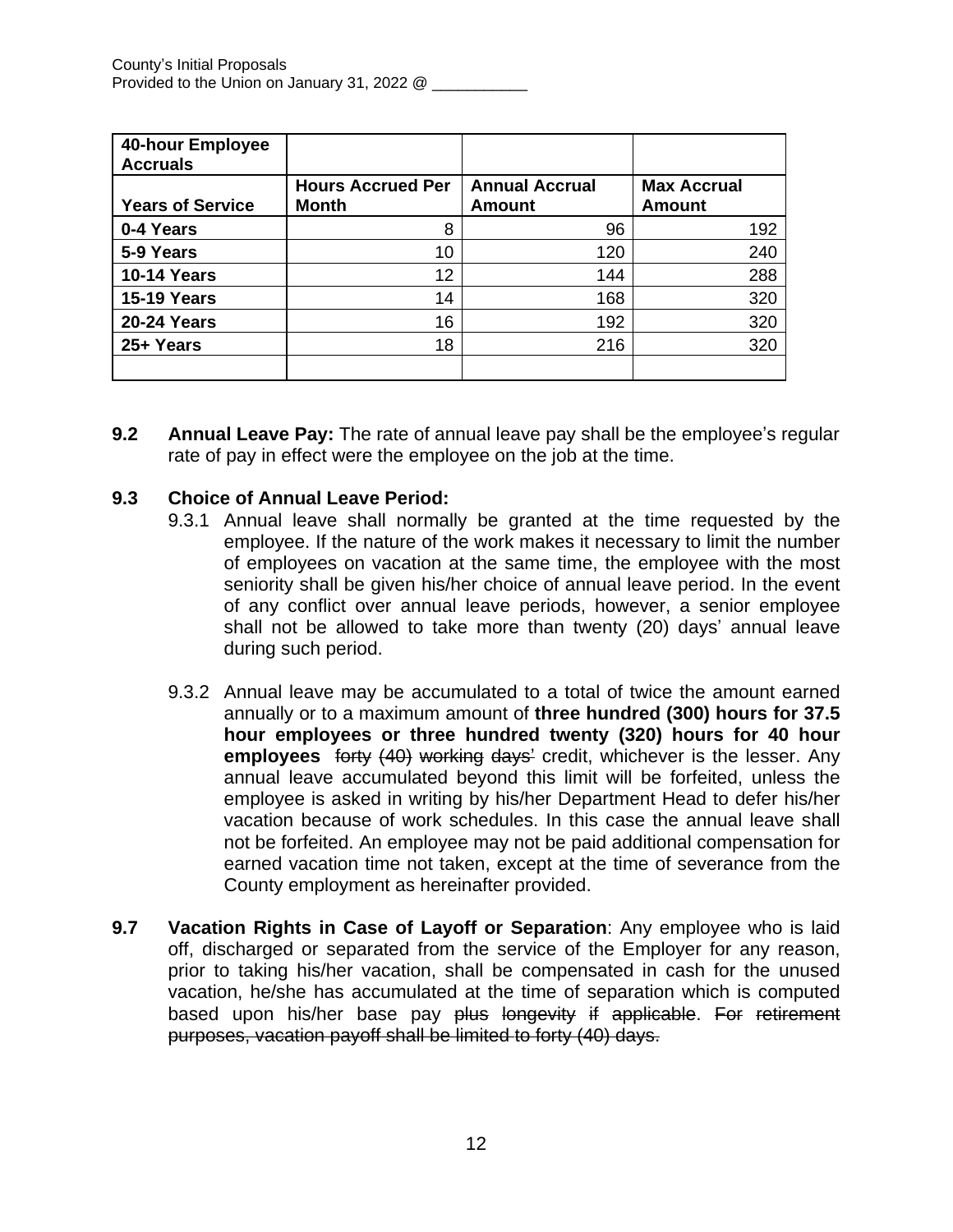County's Initial Proposals
Provided to the Union on January 31, 2022 @ ___________

| **40-hour Employee Accruals** | | | |
|---|---|---|---|
| **Years of Service** | **Hours Accrued Per Month** | **Annual Accrual Amount** | **Max Accrual Amount** |
| **0-4 Years** | 8 | 96 | 192 |
| **5-9 Years** | 10 | 120 | 240 |
| **10-14 Years** | 12 | 144 | 288 |
| **15-19 Years** | 14 | 168 | 320 |
| **20-24 Years** | 16 | 192 | 320 |
| **25+ Years** | 18 | 216 | 320 |
| | | | |

**9.2 Annual Leave Pay:** The rate of annual leave pay shall be the employee's regular rate of pay in effect were the employee on the job at the time.

**9.3 Choice of Annual Leave Period:**

9.3.1 Annual leave shall normally be granted at the time requested by the employee. If the nature of the work makes it necessary to limit the number of employees on vacation at the same time, the employee with the most seniority shall be given his/her choice of annual leave period. In the event of any conflict over annual leave periods, however, a senior employee shall not be allowed to take more than twenty (20) days' annual leave during such period.

9.3.2 Annual leave may be accumulated to a total of twice the amount earned annually or to a maximum amount of **three hundred (300) hours for 37.5 hour employees or three hundred twenty (320) hours for 40 hour employees** ~~forty (40) working days'~~ credit, whichever is the lesser. Any annual leave accumulated beyond this limit will be forfeited, unless the employee is asked in writing by his/her Department Head to defer his/her vacation because of work schedules. In this case the annual leave shall not be forfeited. An employee may not be paid additional compensation for earned vacation time not taken, except at the time of severance from the County employment as hereinafter provided.

**9.7 Vacation Rights in Case of Layoff or Separation**: Any employee who is laid off, discharged or separated from the service of the Employer for any reason, prior to taking his/her vacation, shall be compensated in cash for the unused vacation, he/she has accumulated at the time of separation which is computed based upon his/her base pay ~~plus longevity if applicable~~. ~~For retirement purposes, vacation payoff shall be limited to forty (40) days.~~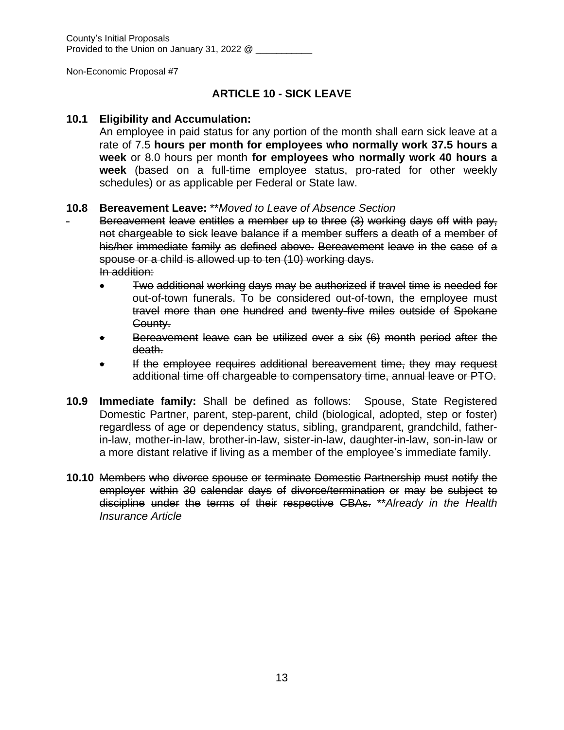County's Initial Proposals
Provided to the Union on January 31, 2022 @ ___________

Non-Economic Proposal #7

## ARTICLE 10 - SICK LEAVE

**10.1 Eligibility and Accumulation:**
An employee in paid status for any portion of the month shall earn sick leave at a rate of 7.5 **hours per month for employees who normally work 37.5 hours a week** or 8.0 hours per month **for employees who normally work 40 hours a week** (based on a full-time employee status, pro-rated for other weekly schedules) or as applicable per Federal or State law.

~~**10.8 Bereavement Leave:**~~ *\*\*Moved to Leave of Absence Section*

~~Bereavement leave entitles a member up to three (3) working days off with pay, not chargeable to sick leave balance if a member suffers a death of a member of his/her immediate family as defined above. Bereavement leave in the case of a spouse or a child is allowed up to ten (10) working days.~~
~~In addition:~~

- ~~Two additional working days may be authorized if travel time is needed for out-of-town funerals. To be considered out-of-town, the employee must travel more than one hundred and twenty-five miles outside of Spokane County.~~
- ~~Bereavement leave can be utilized over a six (6) month period after the death.~~
- ~~If the employee requires additional bereavement time, they may request additional time off chargeable to compensatory time, annual leave or PTO.~~

**10.9 Immediate family:** Shall be defined as follows: Spouse, State Registered Domestic Partner, parent, step-parent, child (biological, adopted, step or foster) regardless of age or dependency status, sibling, grandparent, grandchild, father-in-law, mother-in-law, brother-in-law, sister-in-law, daughter-in-law, son-in-law or a more distant relative if living as a member of the employee's immediate family.

**10.10** ~~Members who divorce spouse or terminate Domestic Partnership must notify the employer within 30 calendar days of divorce/termination or may be subject to discipline under the terms of their respective CBAs.~~ *\*\*Already in the Health Insurance Article*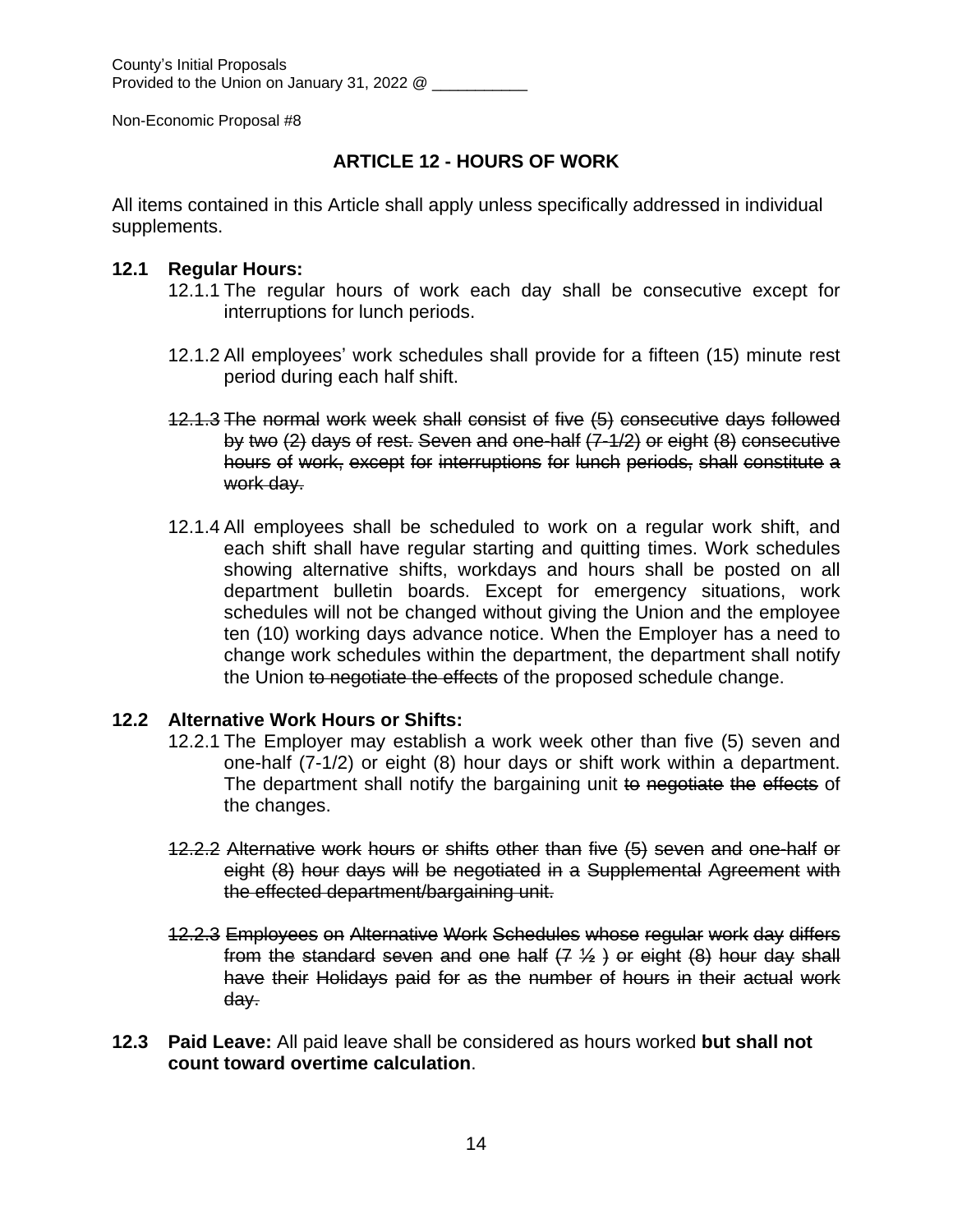County's Initial Proposals
Provided to the Union on January 31, 2022 @ ___________

Non-Economic Proposal #8

## ARTICLE 12 - HOURS OF WORK

All items contained in this Article shall apply unless specifically addressed in individual supplements.

**12.1 Regular Hours:**

12.1.1 The regular hours of work each day shall be consecutive except for interruptions for lunch periods.

12.1.2 All employees' work schedules shall provide for a fifteen (15) minute rest period during each half shift.

~~12.1.3 The normal work week shall consist of five (5) consecutive days followed by two (2) days of rest. Seven and one-half (7-1/2) or eight (8) consecutive hours of work, except for interruptions for lunch periods, shall constitute a work day.~~

12.1.4 All employees shall be scheduled to work on a regular work shift, and each shift shall have regular starting and quitting times. Work schedules showing alternative shifts, workdays and hours shall be posted on all department bulletin boards. Except for emergency situations, work schedules will not be changed without giving the Union and the employee ten (10) working days advance notice. When the Employer has a need to change work schedules within the department, the department shall notify the Union ~~to negotiate the effects~~ of the proposed schedule change.

**12.2 Alternative Work Hours or Shifts:**

12.2.1 The Employer may establish a work week other than five (5) seven and one-half (7-1/2) or eight (8) hour days or shift work within a department. The department shall notify the bargaining unit ~~to negotiate the effects~~ of the changes.

~~12.2.2 Alternative work hours or shifts other than five (5) seven and one-half or eight (8) hour days will be negotiated in a Supplemental Agreement with the effected department/bargaining unit.~~

~~12.2.3 Employees on Alternative Work Schedules whose regular work day differs from the standard seven and one half (7 ½ ) or eight (8) hour day shall have their Holidays paid for as the number of hours in their actual work day.~~

**12.3 Paid Leave:** All paid leave shall be considered as hours worked **but shall not count toward overtime calculation**.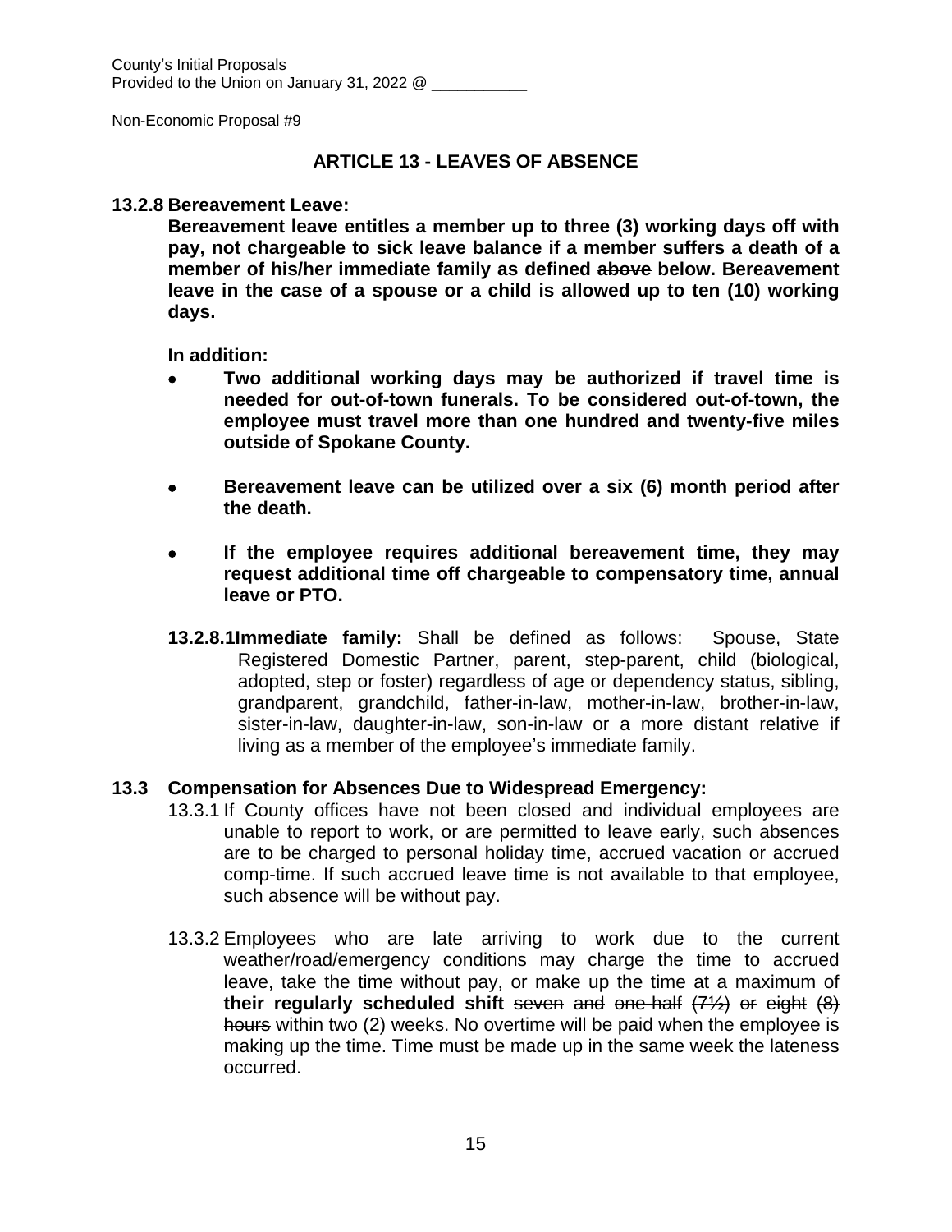County's Initial Proposals
Provided to the Union on January 31, 2022 @ ___________

Non-Economic Proposal #9

## ARTICLE 13 - LEAVES OF ABSENCE

**13.2.8 Bereavement Leave:**

**Bereavement leave entitles a member up to three (3) working days off with pay, not chargeable to sick leave balance if a member suffers a death of a member of his/her immediate family as defined ~~above~~ below. Bereavement leave in the case of a spouse or a child is allowed up to ten (10) working days.**

**In addition:**

- **Two additional working days may be authorized if travel time is needed for out-of-town funerals. To be considered out-of-town, the employee must travel more than one hundred and twenty-five miles outside of Spokane County.**
- **Bereavement leave can be utilized over a six (6) month period after the death.**
- **If the employee requires additional bereavement time, they may request additional time off chargeable to compensatory time, annual leave or PTO.**

**13.2.8.1 Immediate family:** Shall be defined as follows: Spouse, State Registered Domestic Partner, parent, step-parent, child (biological, adopted, step or foster) regardless of age or dependency status, sibling, grandparent, grandchild, father-in-law, mother-in-law, brother-in-law, sister-in-law, daughter-in-law, son-in-law or a more distant relative if living as a member of the employee's immediate family.

**13.3 Compensation for Absences Due to Widespread Emergency:**

13.3.1 If County offices have not been closed and individual employees are unable to report to work, or are permitted to leave early, such absences are to be charged to personal holiday time, accrued vacation or accrued comp-time. If such accrued leave time is not available to that employee, such absence will be without pay.

13.3.2 Employees who are late arriving to work due to the current weather/road/emergency conditions may charge the time to accrued leave, take the time without pay, or make up the time at a maximum of **their regularly scheduled shift** ~~seven and one-half (7½) or eight (8) hours~~ within two (2) weeks. No overtime will be paid when the employee is making up the time. Time must be made up in the same week the lateness occurred.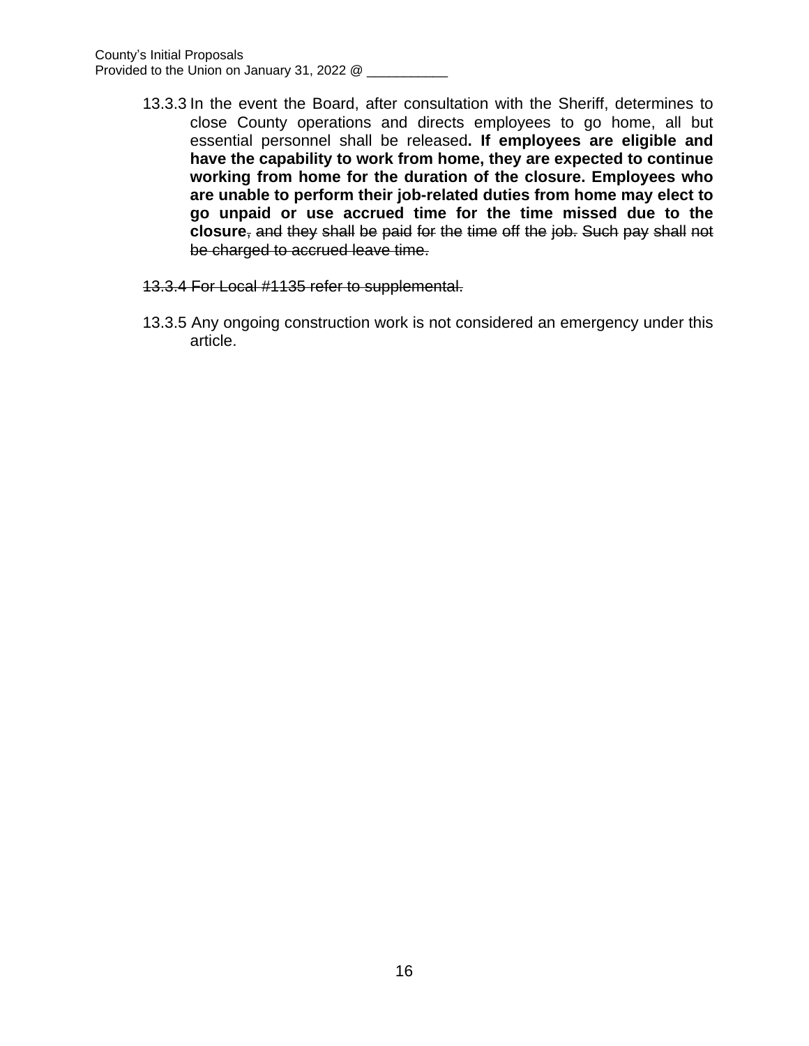13.3.3 In the event the Board, after consultation with the Sheriff, determines to close County operations and directs employees to go home, all but essential personnel shall be released**. If employees are eligible and have the capability to work from home, they are expected to continue working from home for the duration of the closure. Employees who are unable to perform their job-related duties from home may elect to go unpaid or use accrued time for the time missed due to the closure**~~, and they shall be paid for the time off the job. Such pay shall not be charged to accrued leave time~~.

~~13.3.4 For Local #1135 refer to supplemental.~~

13.3.5 Any ongoing construction work is not considered an emergency under this article.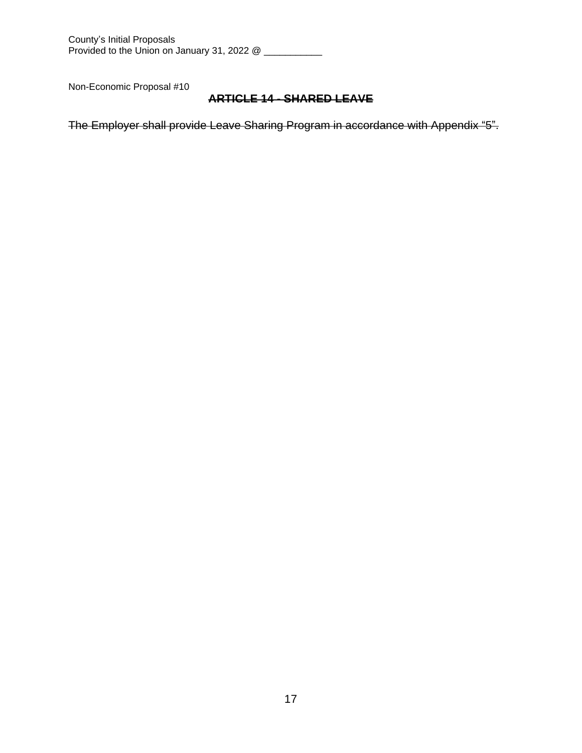County's Initial Proposals
Provided to the Union on January 31, 2022 @ ___________

Non-Economic Proposal #10

## ~~ARTICLE 14 - SHARED LEAVE~~

~~The Employer shall provide Leave Sharing Program in accordance with Appendix "5".~~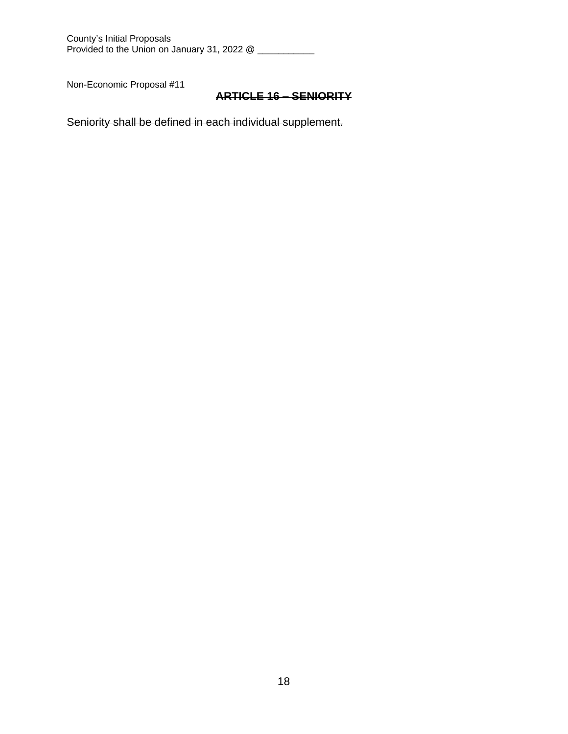County's Initial Proposals
Provided to the Union on January 31, 2022 @ ___________

Non-Economic Proposal #11

## ~~**ARTICLE 16 – SENIORITY**~~

~~Seniority shall be defined in each individual supplement.~~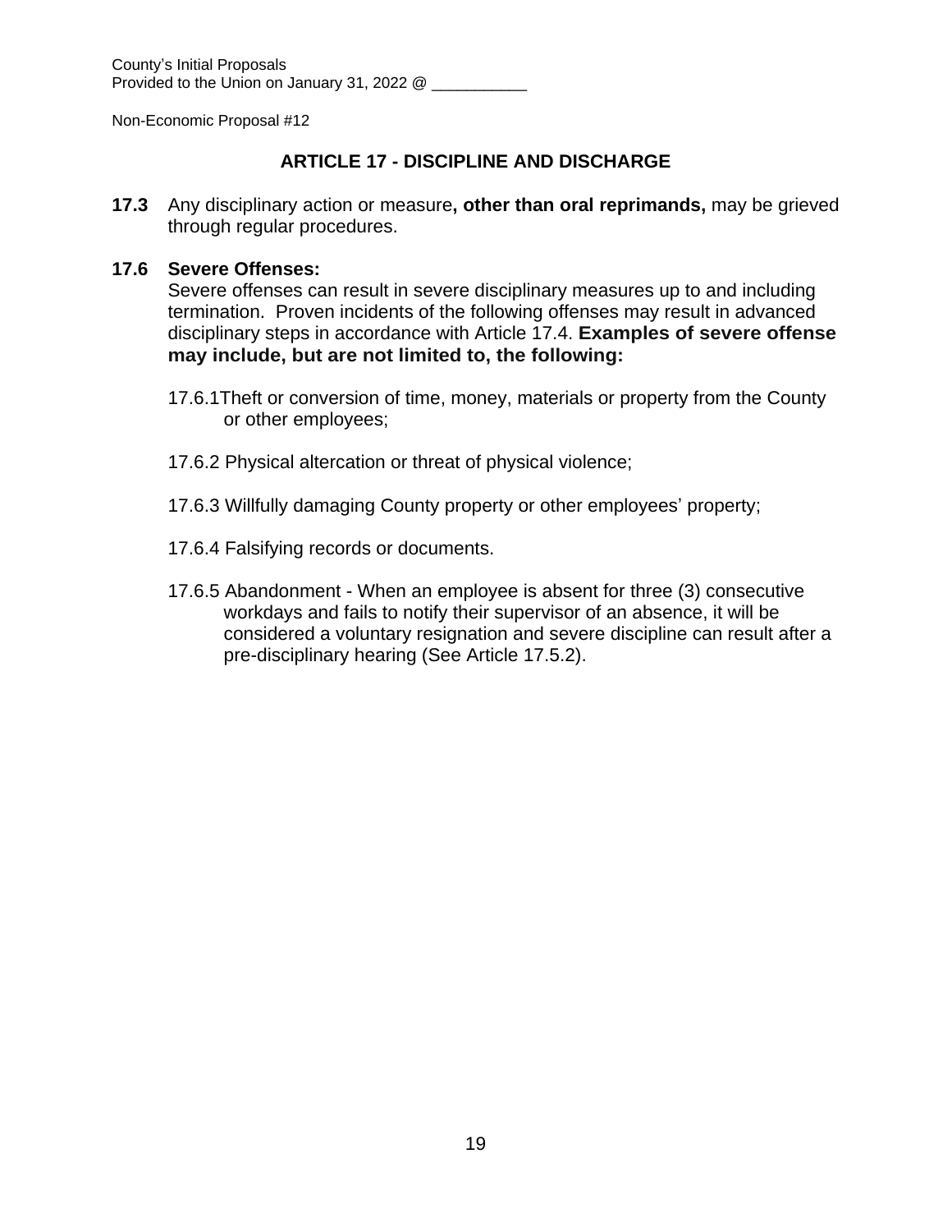County's Initial Proposals
Provided to the Union on January 31, 2022 @ ___________

Non-Economic Proposal #12

## ARTICLE 17 - DISCIPLINE AND DISCHARGE

**17.3** Any disciplinary action or measure**, other than oral reprimands,** may be grieved through regular procedures.

**17.6 Severe Offenses:**
Severe offenses can result in severe disciplinary measures up to and including termination. Proven incidents of the following offenses may result in advanced disciplinary steps in accordance with Article 17.4. **Examples of severe offense may include, but are not limited to, the following:**

17.6.1Theft or conversion of time, money, materials or property from the County or other employees;

17.6.2 Physical altercation or threat of physical violence;

17.6.3 Willfully damaging County property or other employees' property;

17.6.4 Falsifying records or documents.

17.6.5 Abandonment - When an employee is absent for three (3) consecutive workdays and fails to notify their supervisor of an absence, it will be considered a voluntary resignation and severe discipline can result after a pre-disciplinary hearing (See Article 17.5.2).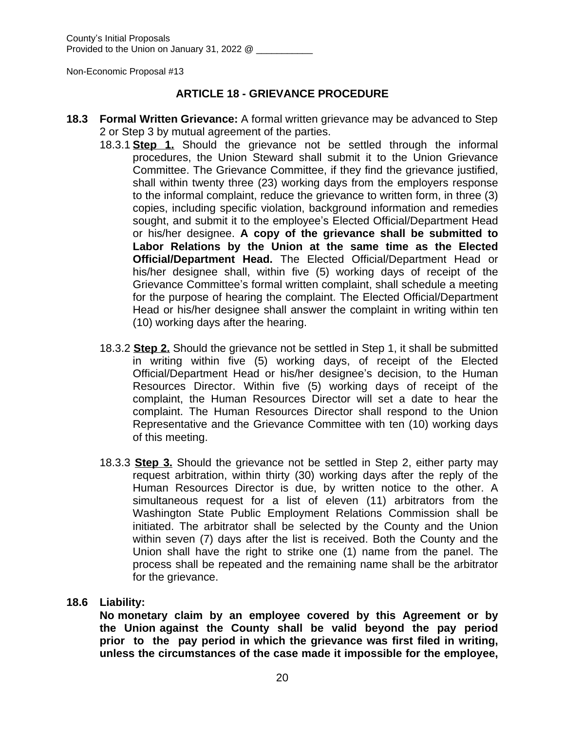County's Initial Proposals
Provided to the Union on January 31, 2022 @ ___________

Non-Economic Proposal #13

## ARTICLE 18 - GRIEVANCE PROCEDURE

**18.3 Formal Written Grievance:** A formal written grievance may be advanced to Step 2 or Step 3 by mutual agreement of the parties.

18.3.1 **Step 1.** Should the grievance not be settled through the informal procedures, the Union Steward shall submit it to the Union Grievance Committee. The Grievance Committee, if they find the grievance justified, shall within twenty three (23) working days from the employers response to the informal complaint, reduce the grievance to written form, in three (3) copies, including specific violation, background information and remedies sought, and submit it to the employee's Elected Official/Department Head or his/her designee. **A copy of the grievance shall be submitted to Labor Relations by the Union at the same time as the Elected Official/Department Head.** The Elected Official/Department Head or his/her designee shall, within five (5) working days of receipt of the Grievance Committee's formal written complaint, shall schedule a meeting for the purpose of hearing the complaint. The Elected Official/Department Head or his/her designee shall answer the complaint in writing within ten (10) working days after the hearing.

18.3.2 **Step 2.** Should the grievance not be settled in Step 1, it shall be submitted in writing within five (5) working days, of receipt of the Elected Official/Department Head or his/her designee's decision, to the Human Resources Director. Within five (5) working days of receipt of the complaint, the Human Resources Director will set a date to hear the complaint. The Human Resources Director shall respond to the Union Representative and the Grievance Committee with ten (10) working days of this meeting.

18.3.3 **Step 3.** Should the grievance not be settled in Step 2, either party may request arbitration, within thirty (30) working days after the reply of the Human Resources Director is due, by written notice to the other. A simultaneous request for a list of eleven (11) arbitrators from the Washington State Public Employment Relations Commission shall be initiated. The arbitrator shall be selected by the County and the Union within seven (7) days after the list is received. Both the County and the Union shall have the right to strike one (1) name from the panel. The process shall be repeated and the remaining name shall be the arbitrator for the grievance.

**18.6 Liability:**

**No monetary claim by an employee covered by this Agreement or by the Union against the County shall be valid beyond the pay period prior to the pay period in which the grievance was first filed in writing, unless the circumstances of the case made it impossible for the employee,**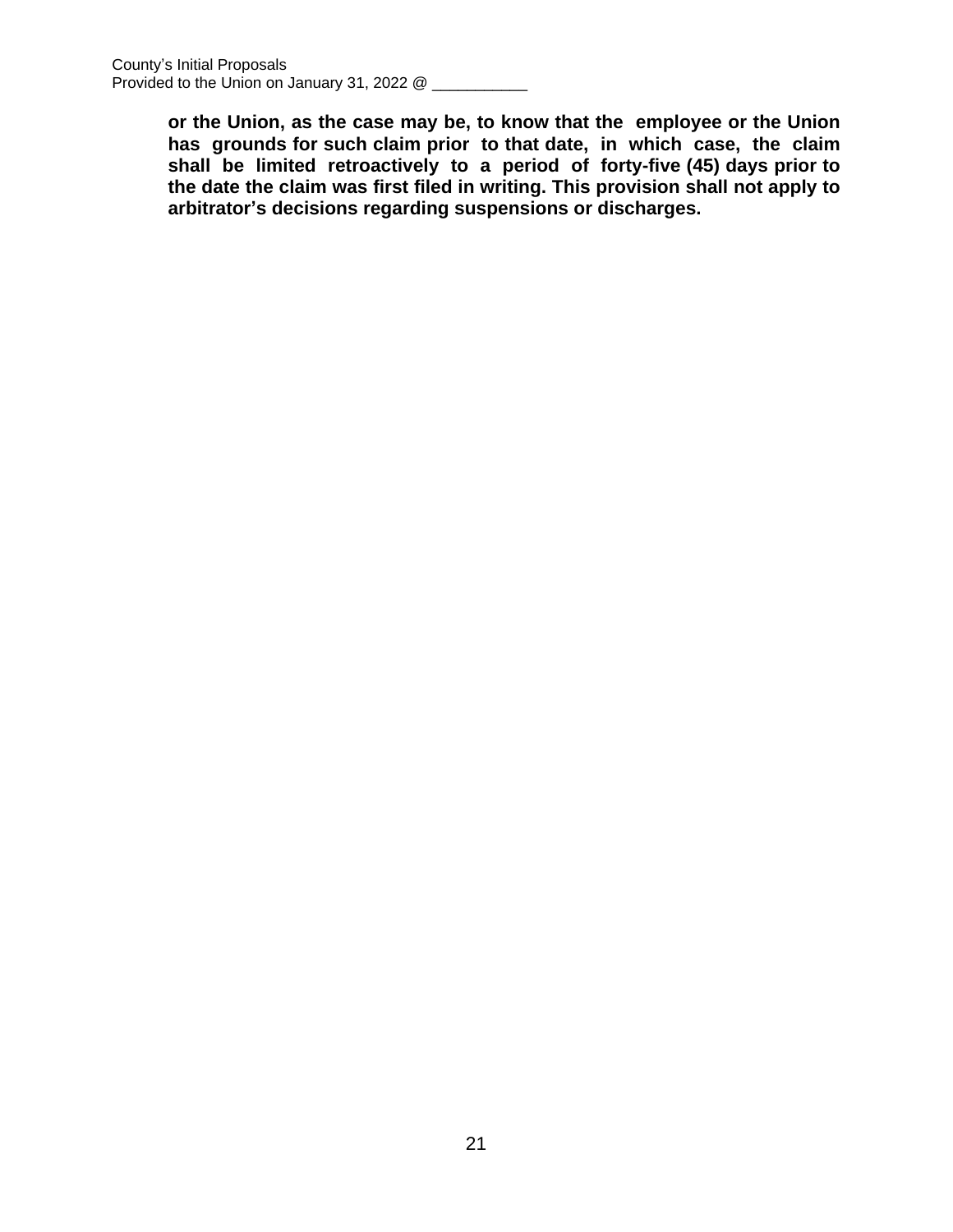**or the Union, as the case may be, to know that the employee or the Union has grounds for such claim prior to that date, in which case, the claim shall be limited retroactively to a period of forty-five (45) days prior to the date the claim was first filed in writing. This provision shall not apply to arbitrator's decisions regarding suspensions or discharges.**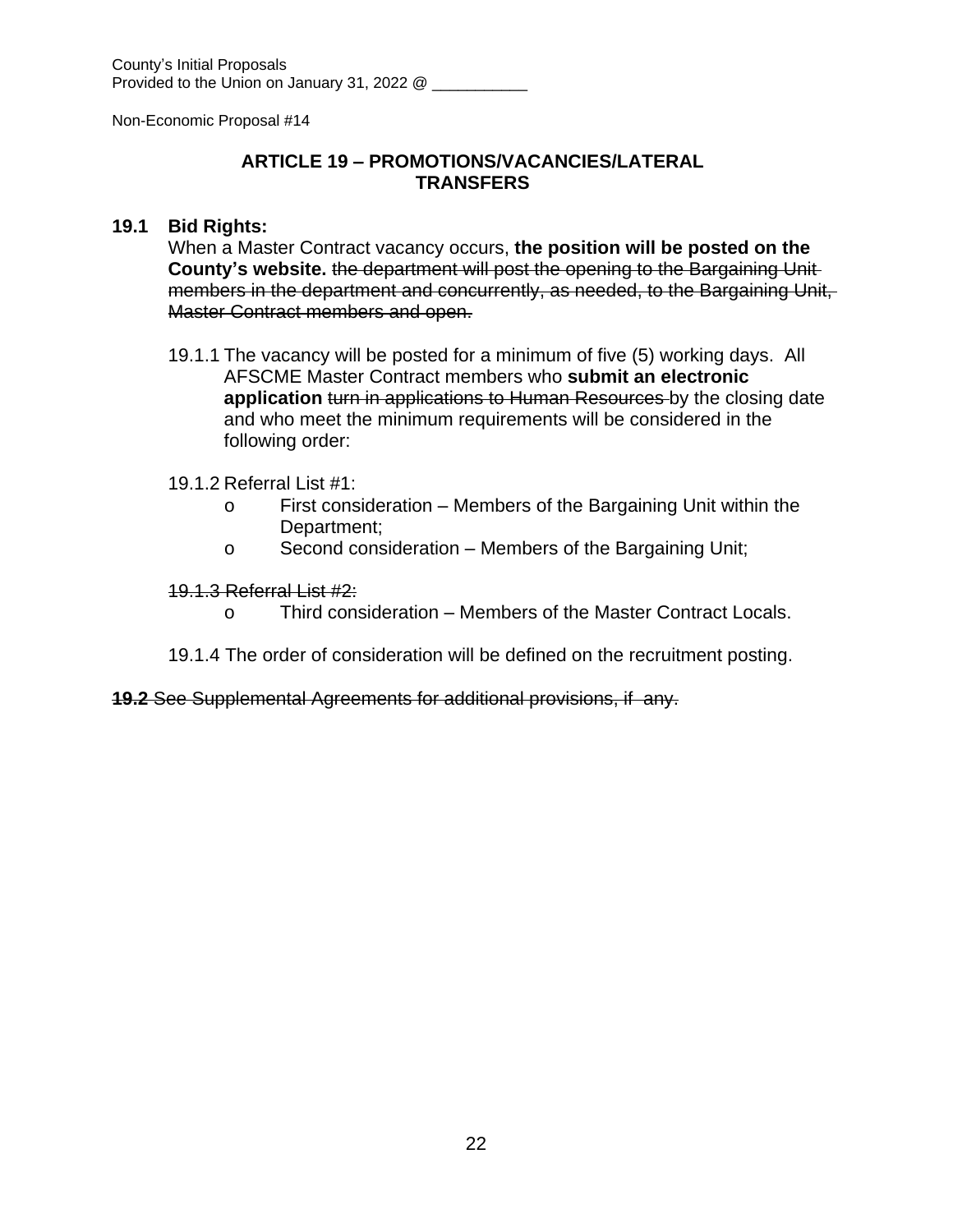County's Initial Proposals
Provided to the Union on January 31, 2022 @ ___________

Non-Economic Proposal #14

## ARTICLE 19 – PROMOTIONS/VACANCIES/LATERAL TRANSFERS

**19.1 Bid Rights:**

When a Master Contract vacancy occurs, **the position will be posted on the County's website.** ~~the department will post the opening to the Bargaining Unit members in the department and concurrently, as needed, to the Bargaining Unit, Master Contract members and open.~~

19.1.1 The vacancy will be posted for a minimum of five (5) working days. All AFSCME Master Contract members who **submit an electronic application** ~~turn in applications to Human Resources~~ by the closing date and who meet the minimum requirements will be considered in the following order:

19.1.2 Referral List #1:

- First consideration – Members of the Bargaining Unit within the Department;
- Second consideration – Members of the Bargaining Unit;

~~19.1.3 Referral List #2:~~

- Third consideration – Members of the Master Contract Locals.

19.1.4 The order of consideration will be defined on the recruitment posting.

~~**19.2** See Supplemental Agreements for additional provisions, if any.~~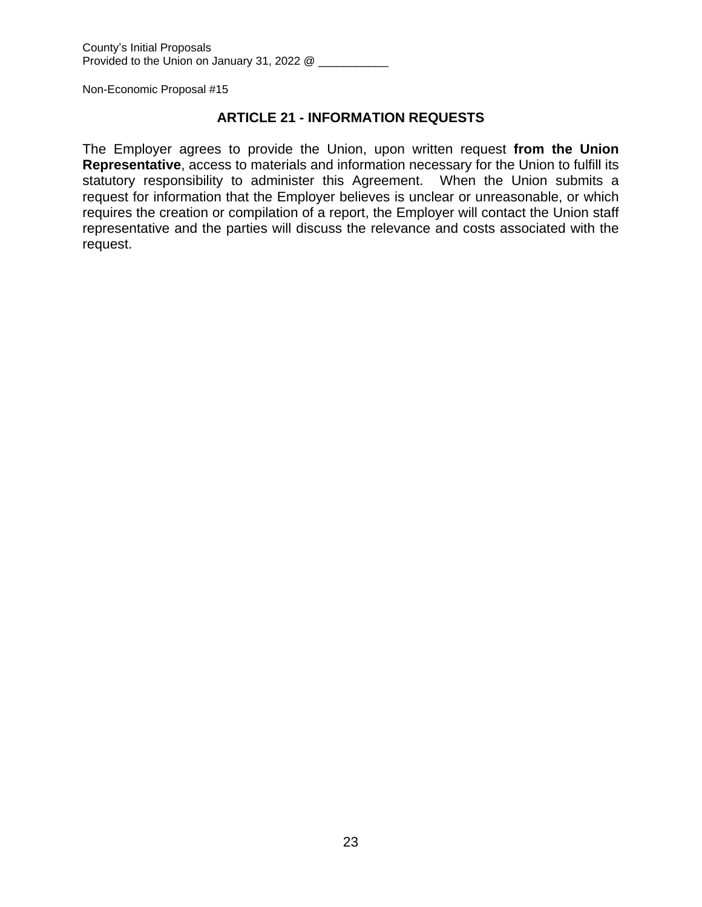County's Initial Proposals
Provided to the Union on January 31, 2022 @ ___________

Non-Economic Proposal #15

## ARTICLE 21 - INFORMATION REQUESTS

The Employer agrees to provide the Union, upon written request **from the Union Representative**, access to materials and information necessary for the Union to fulfill its statutory responsibility to administer this Agreement. When the Union submits a request for information that the Employer believes is unclear or unreasonable, or which requires the creation or compilation of a report, the Employer will contact the Union staff representative and the parties will discuss the relevance and costs associated with the request.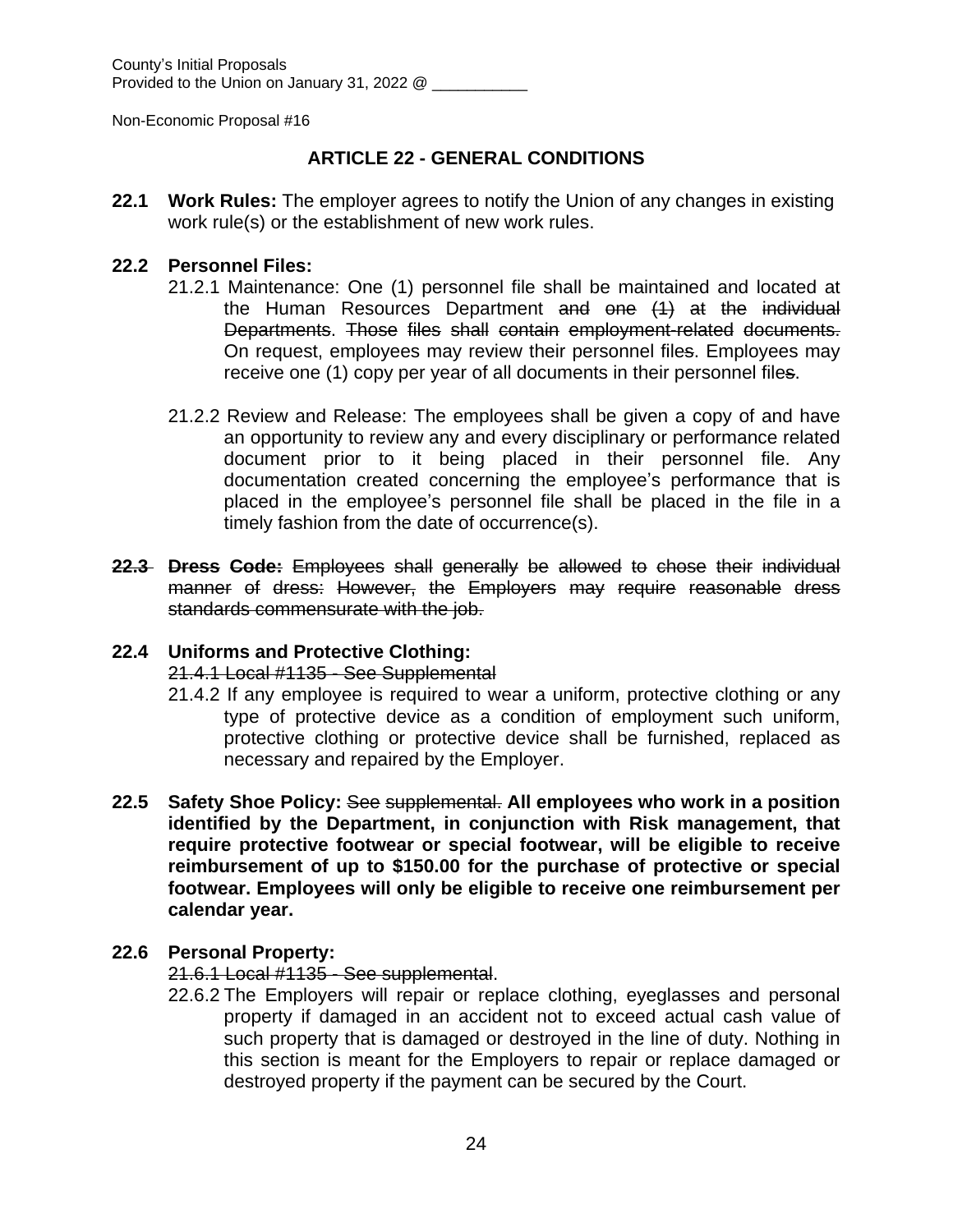County's Initial Proposals
Provided to the Union on January 31, 2022 @ ___________

Non-Economic Proposal #16

## ARTICLE 22 - GENERAL CONDITIONS

**22.1 Work Rules:** The employer agrees to notify the Union of any changes in existing work rule(s) or the establishment of new work rules.

**22.2 Personnel Files:**

21.2.1 Maintenance: One (1) personnel file shall be maintained and located at the Human Resources Department ~~and one (1) at the individual Departments~~. ~~Those files shall contain employment-related documents.~~ On request, employees may review their personnel file~~s~~. Employees may receive one (1) copy per year of all documents in their personnel file~~s~~.

21.2.2 Review and Release: The employees shall be given a copy of and have an opportunity to review any and every disciplinary or performance related document prior to it being placed in their personnel file. Any documentation created concerning the employee's performance that is placed in the employee's personnel file shall be placed in the file in a timely fashion from the date of occurrence(s).

~~**22.3 Dress Code:** Employees shall generally be allowed to chose their individual manner of dress. However, the Employers may require reasonable dress standards commensurate with the job.~~

**22.4 Uniforms and Protective Clothing:**

~~21.4.1 Local #1135 - See Supplemental~~

21.4.2 If any employee is required to wear a uniform, protective clothing or any type of protective device as a condition of employment such uniform, protective clothing or protective device shall be furnished, replaced as necessary and repaired by the Employer.

**22.5 Safety Shoe Policy:** ~~See supplemental.~~ **All employees who work in a position identified by the Department, in conjunction with Risk management, that require protective footwear or special footwear, will be eligible to receive reimbursement of up to $150.00 for the purchase of protective or special footwear. Employees will only be eligible to receive one reimbursement per calendar year.**

**22.6 Personal Property:**

~~21.6.1 Local #1135 - See supplemental~~.

22.6.2 The Employers will repair or replace clothing, eyeglasses and personal property if damaged in an accident not to exceed actual cash value of such property that is damaged or destroyed in the line of duty. Nothing in this section is meant for the Employers to repair or replace damaged or destroyed property if the payment can be secured by the Court.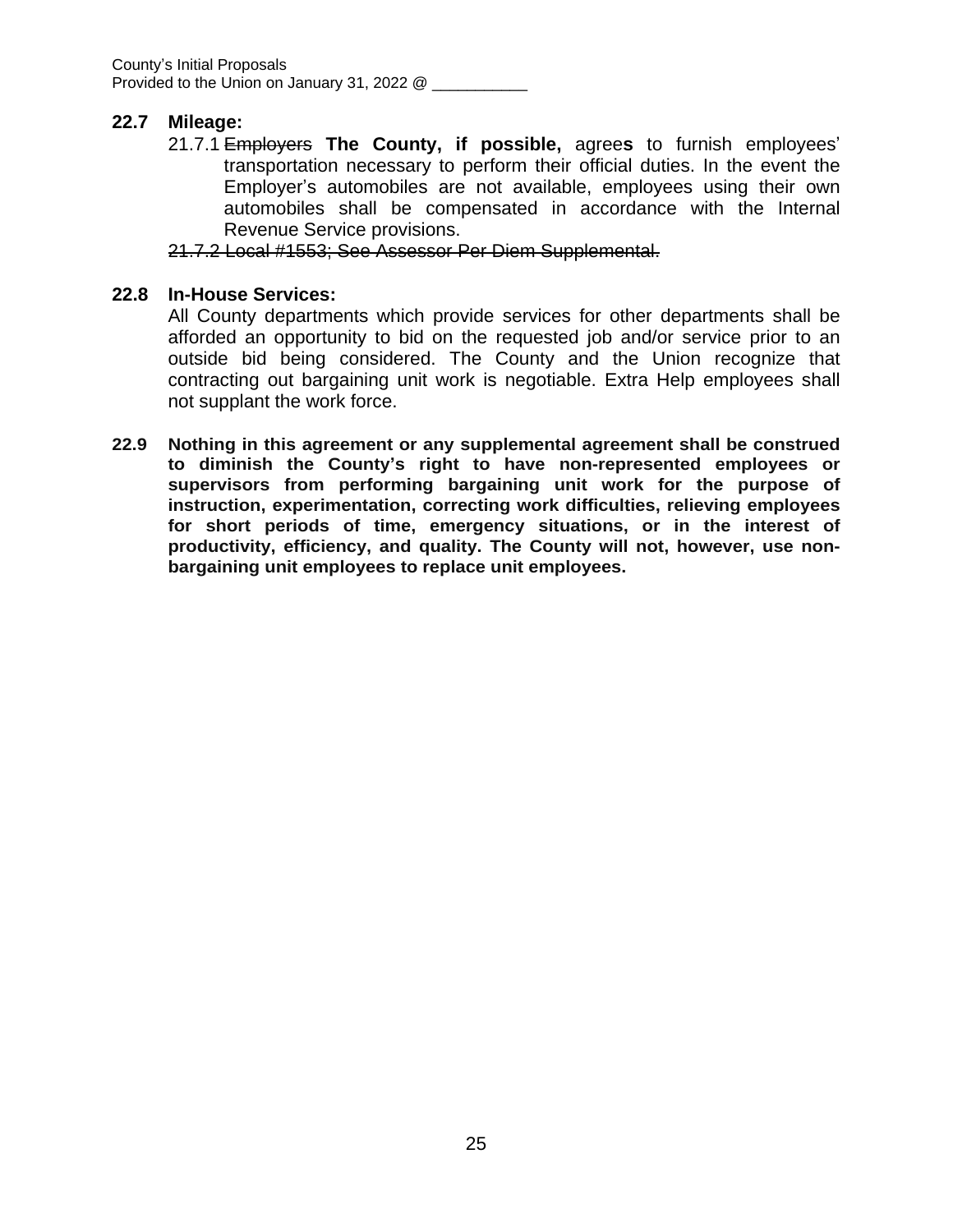**22.7 Mileage:**

21.7.1 ~~Employers~~ **The County, if possible,** agree**s** to furnish employees' transportation necessary to perform their official duties. In the event the Employer's automobiles are not available, employees using their own automobiles shall be compensated in accordance with the Internal Revenue Service provisions.

~~21.7.2 Local #1553; See Assessor Per Diem Supplemental.~~

**22.8 In-House Services:**

All County departments which provide services for other departments shall be afforded an opportunity to bid on the requested job and/or service prior to an outside bid being considered. The County and the Union recognize that contracting out bargaining unit work is negotiable. Extra Help employees shall not supplant the work force.

**22.9 Nothing in this agreement or any supplemental agreement shall be construed to diminish the County's right to have non-represented employees or supervisors from performing bargaining unit work for the purpose of instruction, experimentation, correcting work difficulties, relieving employees for short periods of time, emergency situations, or in the interest of productivity, efficiency, and quality. The County will not, however, use non-bargaining unit employees to replace unit employees.**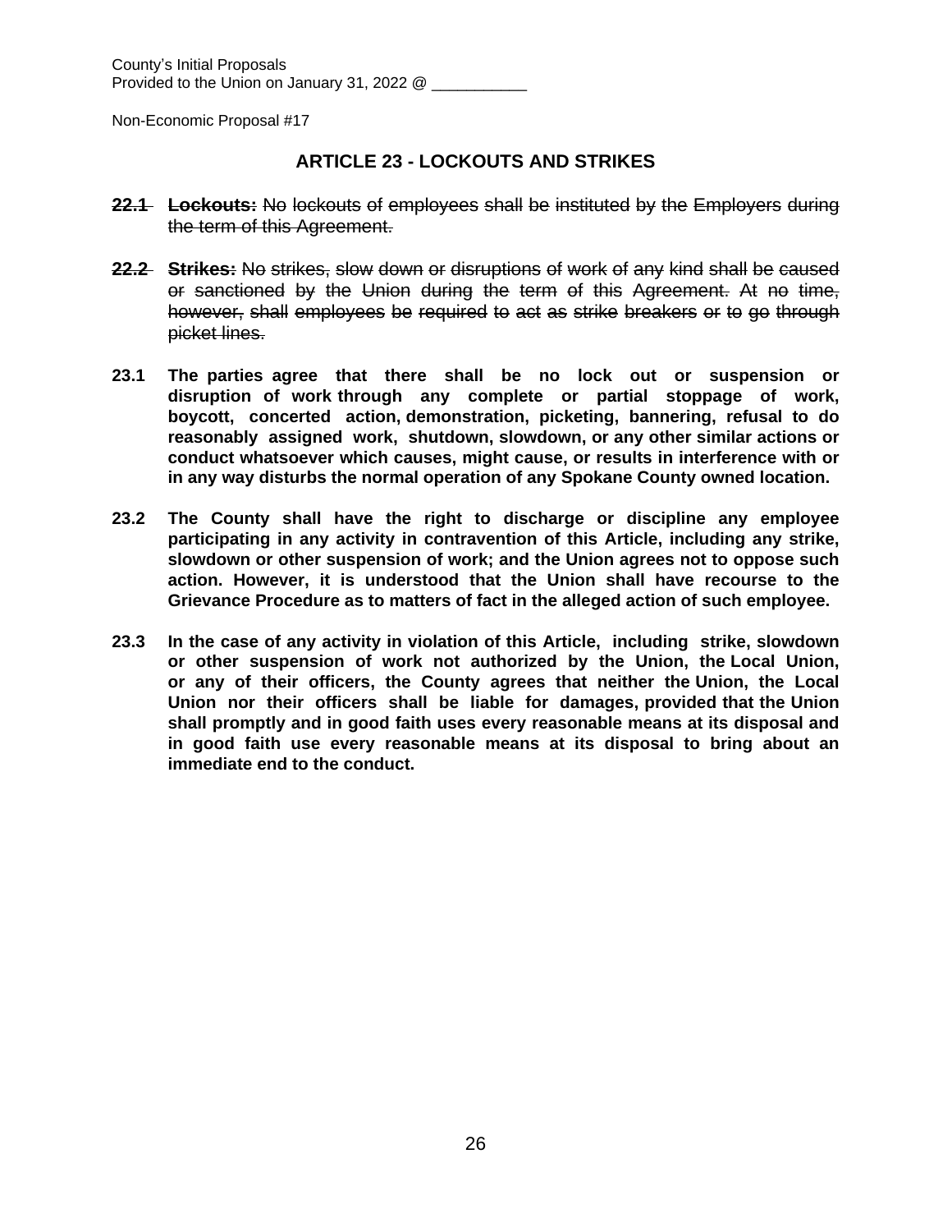County's Initial Proposals
Provided to the Union on January 31, 2022 @ ___________

Non-Economic Proposal #17

## ARTICLE 23 - LOCKOUTS AND STRIKES

~~**22.1 Lockouts:** No lockouts of employees shall be instituted by the Employers during the term of this Agreement.~~

~~**22.2 Strikes:** No strikes, slow down or disruptions of work of any kind shall be caused or sanctioned by the Union during the term of this Agreement. At no time, however, shall employees be required to act as strike breakers or to go through picket lines.~~

**23.1 The parties agree that there shall be no lock out or suspension or disruption of work through any complete or partial stoppage of work, boycott, concerted action, demonstration, picketing, bannering, refusal to do reasonably assigned work, shutdown, slowdown, or any other similar actions or conduct whatsoever which causes, might cause, or results in interference with or in any way disturbs the normal operation of any Spokane County owned location.**

**23.2 The County shall have the right to discharge or discipline any employee participating in any activity in contravention of this Article, including any strike, slowdown or other suspension of work; and the Union agrees not to oppose such action. However, it is understood that the Union shall have recourse to the Grievance Procedure as to matters of fact in the alleged action of such employee.**

**23.3 In the case of any activity in violation of this Article, including strike, slowdown or other suspension of work not authorized by the Union, the Local Union, or any of their officers, the County agrees that neither the Union, the Local Union nor their officers shall be liable for damages, provided that the Union shall promptly and in good faith uses every reasonable means at its disposal and in good faith use every reasonable means at its disposal to bring about an immediate end to the conduct.**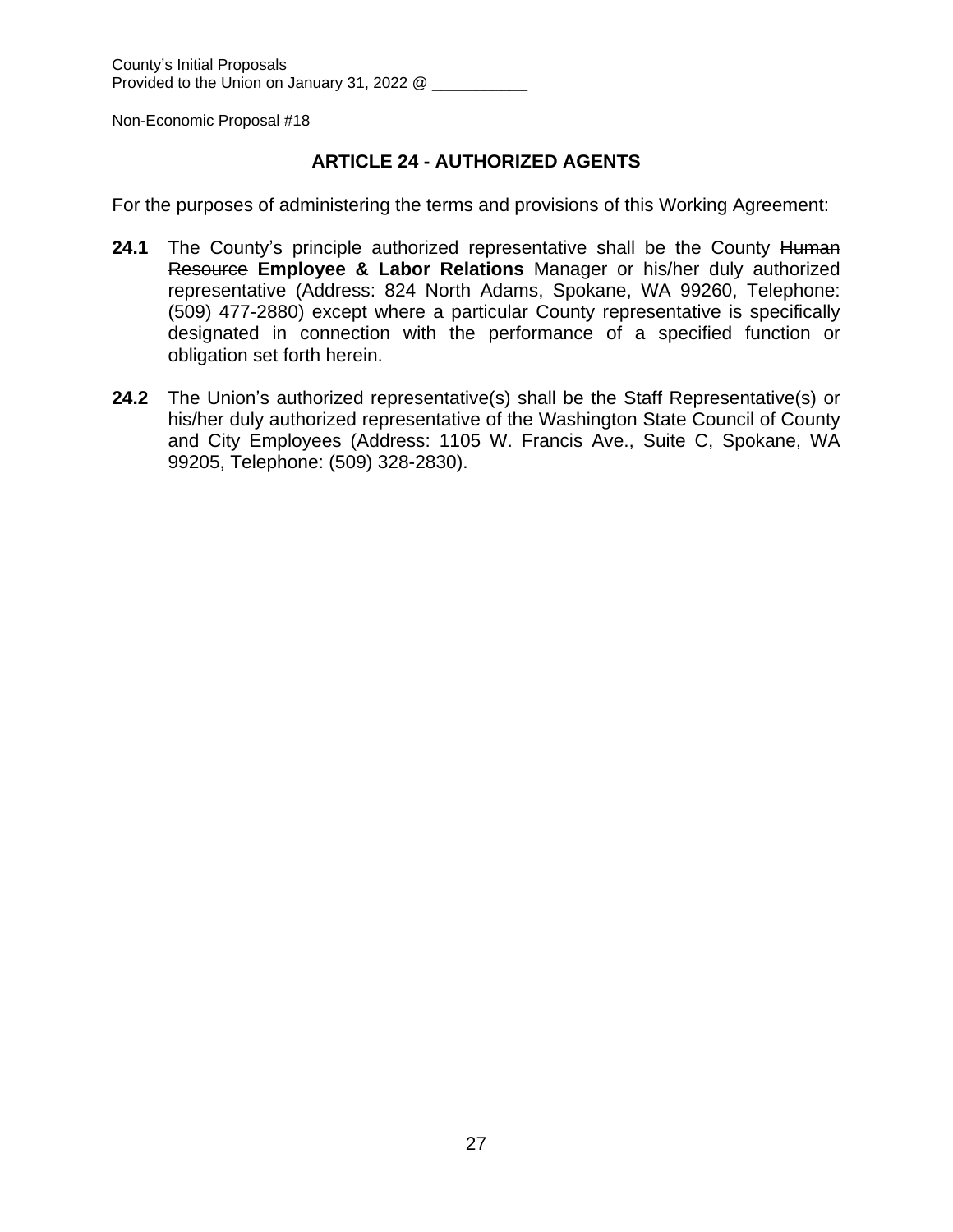County's Initial Proposals
Provided to the Union on January 31, 2022 @ ___________

Non-Economic Proposal #18

## ARTICLE 24 - AUTHORIZED AGENTS

For the purposes of administering the terms and provisions of this Working Agreement:

**24.1** The County's principle authorized representative shall be the County ~~Human Resource~~ **Employee & Labor Relations** Manager or his/her duly authorized representative (Address: 824 North Adams, Spokane, WA 99260, Telephone: (509) 477-2880) except where a particular County representative is specifically designated in connection with the performance of a specified function or obligation set forth herein.

**24.2** The Union's authorized representative(s) shall be the Staff Representative(s) or his/her duly authorized representative of the Washington State Council of County and City Employees (Address: 1105 W. Francis Ave., Suite C, Spokane, WA 99205, Telephone: (509) 328-2830).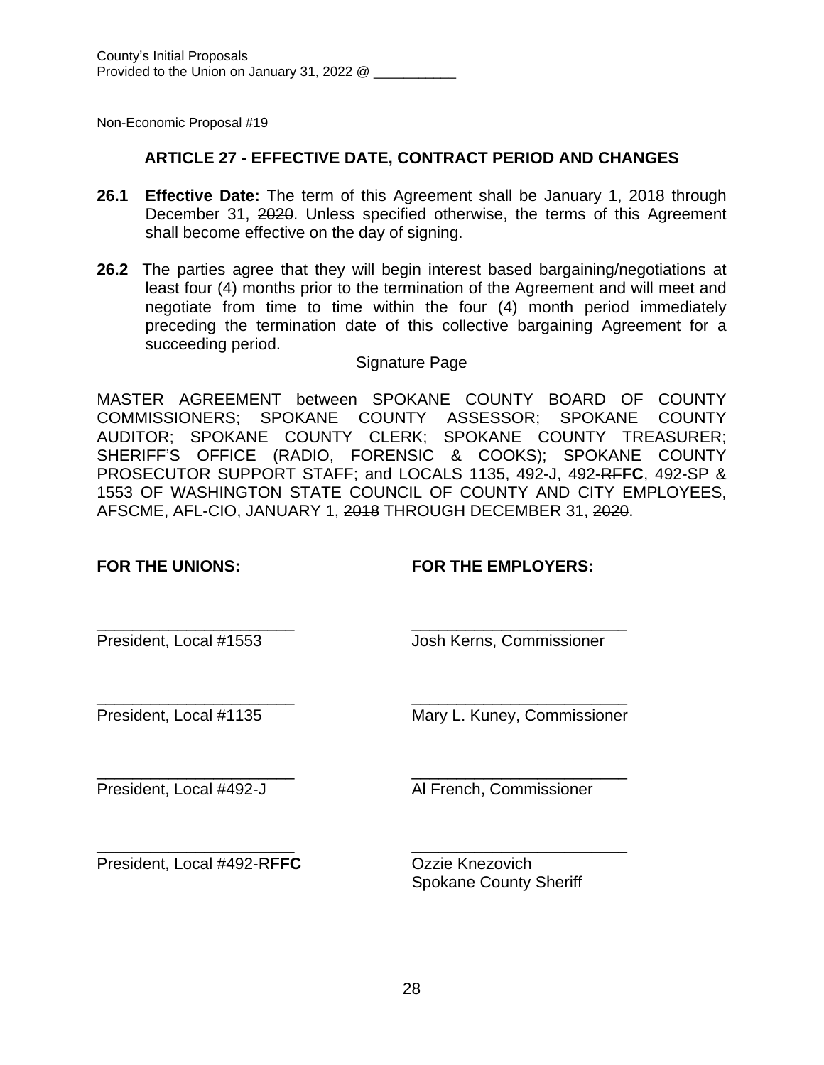County's Initial Proposals
Provided to the Union on January 31, 2022 @ ___________

Non-Economic Proposal #19

## ARTICLE 27 - EFFECTIVE DATE, CONTRACT PERIOD AND CHANGES

**26.1** **Effective Date:** The term of this Agreement shall be January 1, ~~2018~~ through December 31, ~~2020~~. Unless specified otherwise, the terms of this Agreement shall become effective on the day of signing.

**26.2** The parties agree that they will begin interest based bargaining/negotiations at least four (4) months prior to the termination of the Agreement and will meet and negotiate from time to time within the four (4) month period immediately preceding the termination date of this collective bargaining Agreement for a succeeding period.

Signature Page

MASTER AGREEMENT between SPOKANE COUNTY BOARD OF COUNTY COMMISSIONERS; SPOKANE COUNTY ASSESSOR; SPOKANE COUNTY AUDITOR; SPOKANE COUNTY CLERK; SPOKANE COUNTY TREASURER; SHERIFF'S OFFICE ~~(RADIO, FORENSIC & COOKS)~~; SPOKANE COUNTY PROSECUTOR SUPPORT STAFF; and LOCALS 1135, 492-J, 492-~~RF~~**FC**, 492-SP & 1553 OF WASHINGTON STATE COUNCIL OF COUNTY AND CITY EMPLOYEES, AFSCME, AFL-CIO, JANUARY 1, ~~2018~~ THROUGH DECEMBER 31, ~~2020~~.

| **FOR THE UNIONS:** | **FOR THE EMPLOYERS:** |
|---|---|
| ______________________ | ______________________ |
| President, Local #1553 | Josh Kerns, Commissioner |
| ______________________ | ______________________ |
| President, Local #1135 | Mary L. Kuney, Commissioner |
| ______________________ | ______________________ |
| President, Local #492-J | Al French, Commissioner |
| ______________________ | ______________________ |
| President, Local #492-~~RF~~**FC** | Ozzie Knezovich<br>Spokane County Sheriff |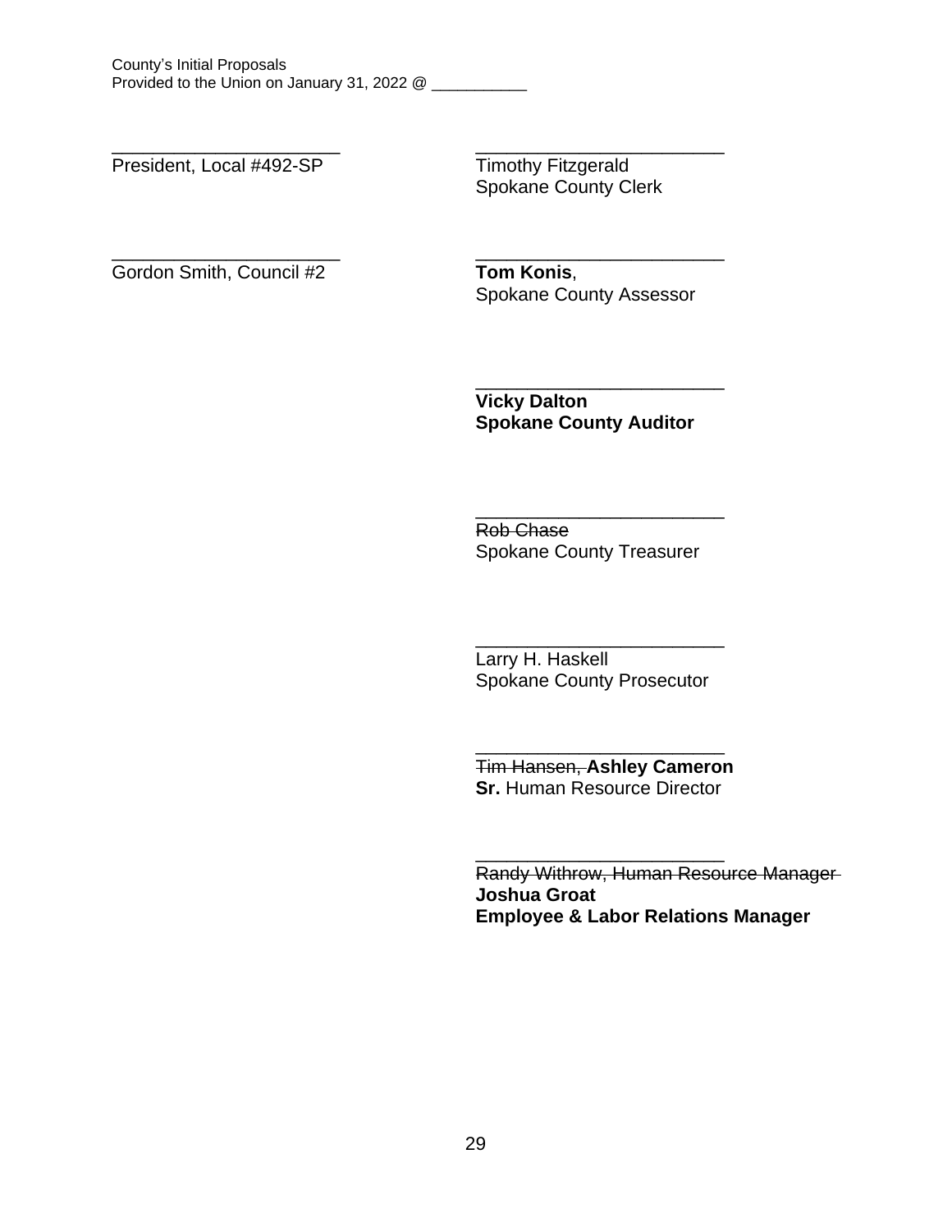County's Initial Proposals
Provided to the Union on January 31, 2022 @ ___________

| | |
|---|---|
| ______________________<br>President, Local #492-SP | ______________________<br>Timothy Fitzgerald<br>Spokane County Clerk |
| ______________________<br>Gordon Smith, Council #2 | ______________________<br>**Tom Konis**,<br>Spokane County Assessor |
| | ______________________<br>**Vicky Dalton**<br>**Spokane County Auditor** |
| | ______________________<br>~~Rob Chase~~<br>Spokane County Treasurer |
| | ______________________<br>Larry H. Haskell<br>Spokane County Prosecutor |
| | ______________________<br>~~Tim Hansen,~~ **Ashley Cameron**<br>**Sr.** Human Resource Director |
| | ______________________<br>~~Randy Withrow, Human Resource Manager~~<br>**Joshua Groat**<br>**Employee & Labor Relations Manager** |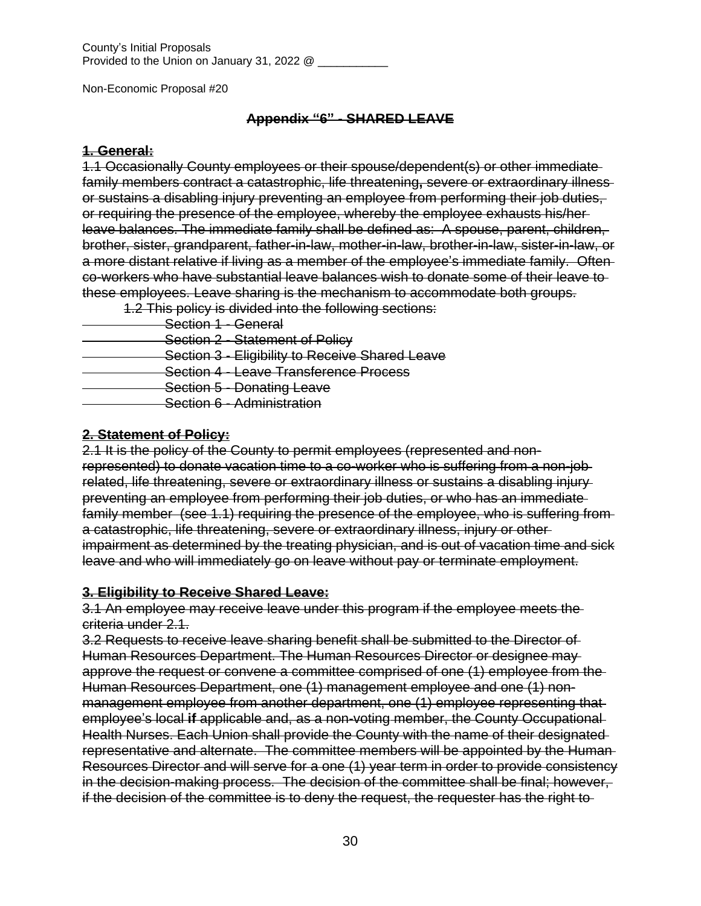County's Initial Proposals
Provided to the Union on January 31, 2022 @ ___________

Non-Economic Proposal #20

## ~~Appendix "6" - SHARED LEAVE~~

### ~~1. General:~~

~~1.1 Occasionally County employees or their spouse/dependent(s) or other immediate family members contract a catastrophic, life threatening, severe or extraordinary illness or sustains a disabling injury preventing an employee from performing their job duties, or requiring the presence of the employee, whereby the employee exhausts his/her leave balances. The immediate family shall be defined as: A spouse, parent, children, brother, sister, grandparent, father-in-law, mother-in-law, brother-in-law, sister-in-law, or a more distant relative if living as a member of the employee's immediate family. Often co-workers who have substantial leave balances wish to donate some of their leave to these employees. Leave sharing is the mechanism to accommodate both groups.~~

~~1.2 This policy is divided into the following sections:~~

~~Section 1 - General~~
~~Section 2 - Statement of Policy~~
~~Section 3 - Eligibility to Receive Shared Leave~~
~~Section 4 - Leave Transference Process~~
~~Section 5 - Donating Leave~~
~~Section 6 - Administration~~

### ~~2. Statement of Policy:~~

~~2.1 It is the policy of the County to permit employees (represented and non-represented) to donate vacation time to a co-worker who is suffering from a non-job related, life threatening, severe or extraordinary illness or sustains a disabling injury preventing an employee from performing their job duties, or who has an immediate family member (see 1.1) requiring the presence of the employee, who is suffering from a catastrophic, life threatening, severe or extraordinary illness, injury or other impairment as determined by the treating physician, and is out of vacation time and sick leave and who will immediately go on leave without pay or terminate employment.~~

### ~~3. Eligibility to Receive Shared Leave:~~

~~3.1 An employee may receive leave under this program if the employee meets the criteria under 2.1.~~

~~3.2 Requests to receive leave sharing benefit shall be submitted to the Director of Human Resources Department. The Human Resources Director or designee may approve the request or convene a committee comprised of one (1) employee from the Human Resources Department, one (1) management employee and one (1) non-management employee from another department, one (1) employee representing that employee's local **if** applicable and, as a non-voting member, the County Occupational Health Nurses. Each Union shall provide the County with the name of their designated representative and alternate. The committee members will be appointed by the Human Resources Director and will serve for a one (1) year term in order to provide consistency in the decision-making process. The decision of the committee shall be final; however, if the decision of the committee is to deny the request, the requester has the right to~~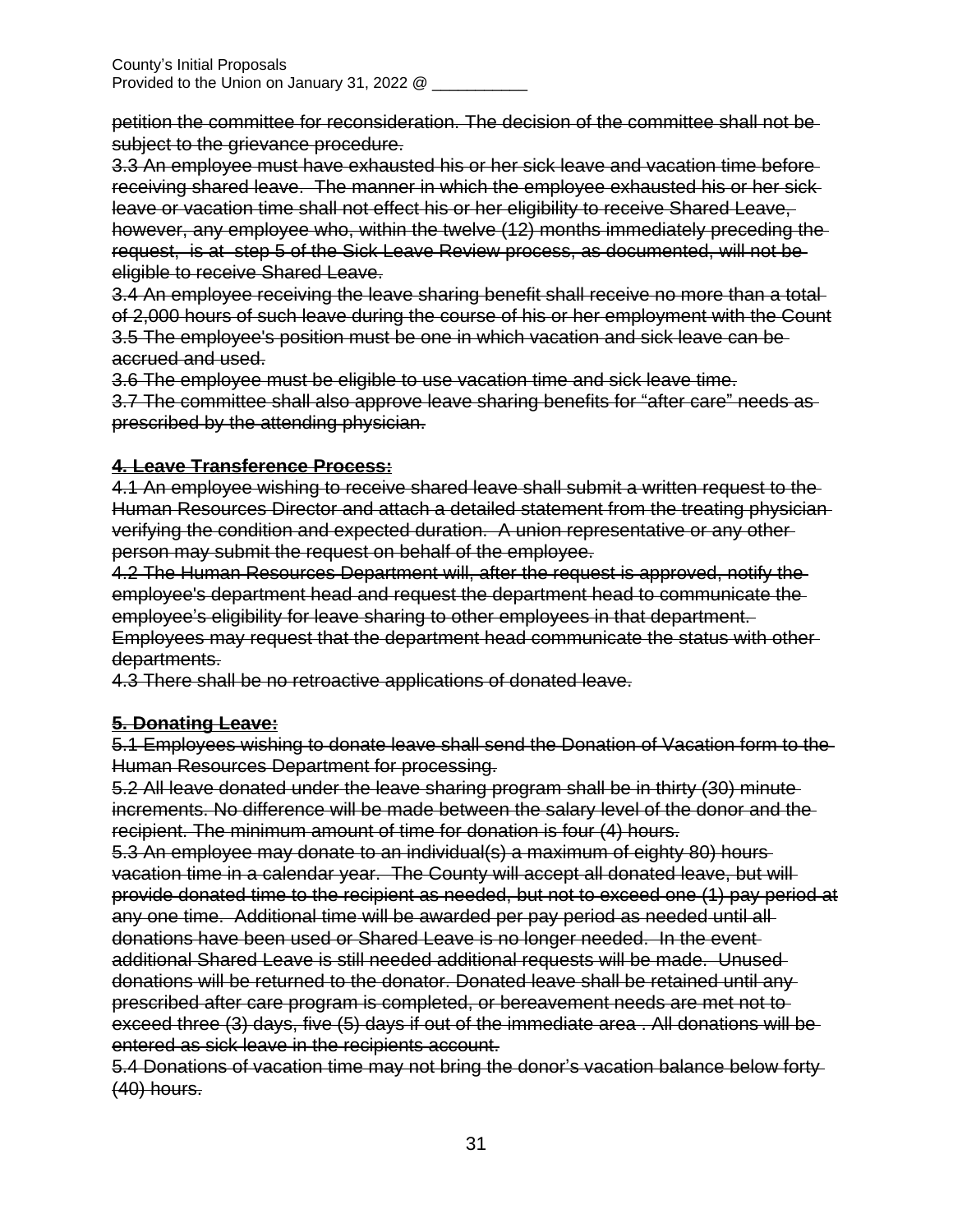~~petition the committee for reconsideration. The decision of the committee shall not be subject to the grievance procedure.~~

~~3.3 An employee must have exhausted his or her sick leave and vacation time before receiving shared leave. The manner in which the employee exhausted his or her sick leave or vacation time shall not effect his or her eligibility to receive Shared Leave, however, any employee who, within the twelve (12) months immediately preceding the request, is at step 5 of the Sick Leave Review process, as documented, will not be eligible to receive Shared Leave.~~

~~3.4 An employee receiving the leave sharing benefit shall receive no more than a total of 2,000 hours of such leave during the course of his or her employment with the Count~~

~~3.5 The employee's position must be one in which vacation and sick leave can be accrued and used.~~

~~3.6 The employee must be eligible to use vacation time and sick leave time.~~

~~3.7 The committee shall also approve leave sharing benefits for "after care" needs as prescribed by the attending physician.~~

**~~4. Leave Transference Process:~~**

~~4.1 An employee wishing to receive shared leave shall submit a written request to the Human Resources Director and attach a detailed statement from the treating physician verifying the condition and expected duration. A union representative or any other person may submit the request on behalf of the employee.~~

~~4.2 The Human Resources Department will, after the request is approved, notify the employee's department head and request the department head to communicate the employee's eligibility for leave sharing to other employees in that department. Employees may request that the department head communicate the status with other departments.~~

~~4.3 There shall be no retroactive applications of donated leave.~~

**~~5. Donating Leave:~~**

~~5.1 Employees wishing to donate leave shall send the Donation of Vacation form to the Human Resources Department for processing.~~

~~5.2 All leave donated under the leave sharing program shall be in thirty (30) minute increments. No difference will be made between the salary level of the donor and the recipient. The minimum amount of time for donation is four (4) hours.~~

~~5.3 An employee may donate to an individual(s) a maximum of eighty 80) hours vacation time in a calendar year. The County will accept all donated leave, but will provide donated time to the recipient as needed, but not to exceed one (1) pay period at any one time. Additional time will be awarded per pay period as needed until all donations have been used or Shared Leave is no longer needed. In the event additional Shared Leave is still needed additional requests will be made. Unused donations will be returned to the donator. Donated leave shall be retained until any prescribed after care program is completed, or bereavement needs are met not to exceed three (3) days, five (5) days if out of the immediate area . All donations will be entered as sick leave in the recipients account.~~

~~5.4 Donations of vacation time may not bring the donor's vacation balance below forty (40) hours.~~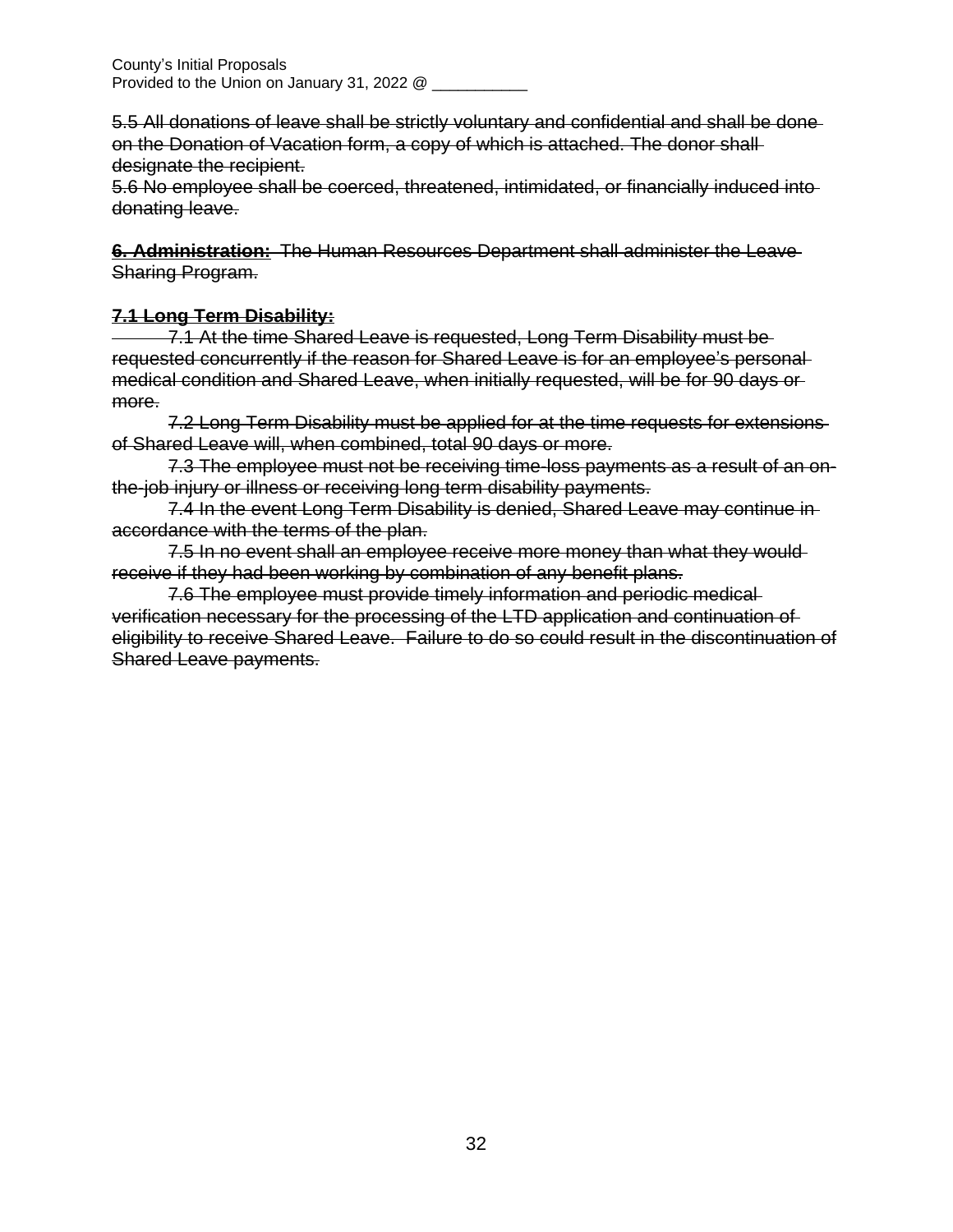~~5.5 All donations of leave shall be strictly voluntary and confidential and shall be done on the Donation of Vacation form, a copy of which is attached. The donor shall designate the recipient.~~
~~5.6 No employee shall be coerced, threatened, intimidated, or financially induced into donating leave.~~

~~**6. Administration:**~~ ~~The Human Resources Department shall administer the Leave Sharing Program.~~

~~**7.1 Long Term Disability:**~~

~~7.1 At the time Shared Leave is requested, Long Term Disability must be requested concurrently if the reason for Shared Leave is for an employee's personal medical condition and Shared Leave, when initially requested, will be for 90 days or more.~~

~~7.2 Long Term Disability must be applied for at the time requests for extensions of Shared Leave will, when combined, total 90 days or more.~~

~~7.3 The employee must not be receiving time-loss payments as a result of an on-the-job injury or illness or receiving long term disability payments.~~

~~7.4 In the event Long Term Disability is denied, Shared Leave may continue in accordance with the terms of the plan.~~

~~7.5 In no event shall an employee receive more money than what they would receive if they had been working by combination of any benefit plans.~~

~~7.6 The employee must provide timely information and periodic medical verification necessary for the processing of the LTD application and continuation of eligibility to receive Shared Leave. Failure to do so could result in the discontinuation of Shared Leave payments.~~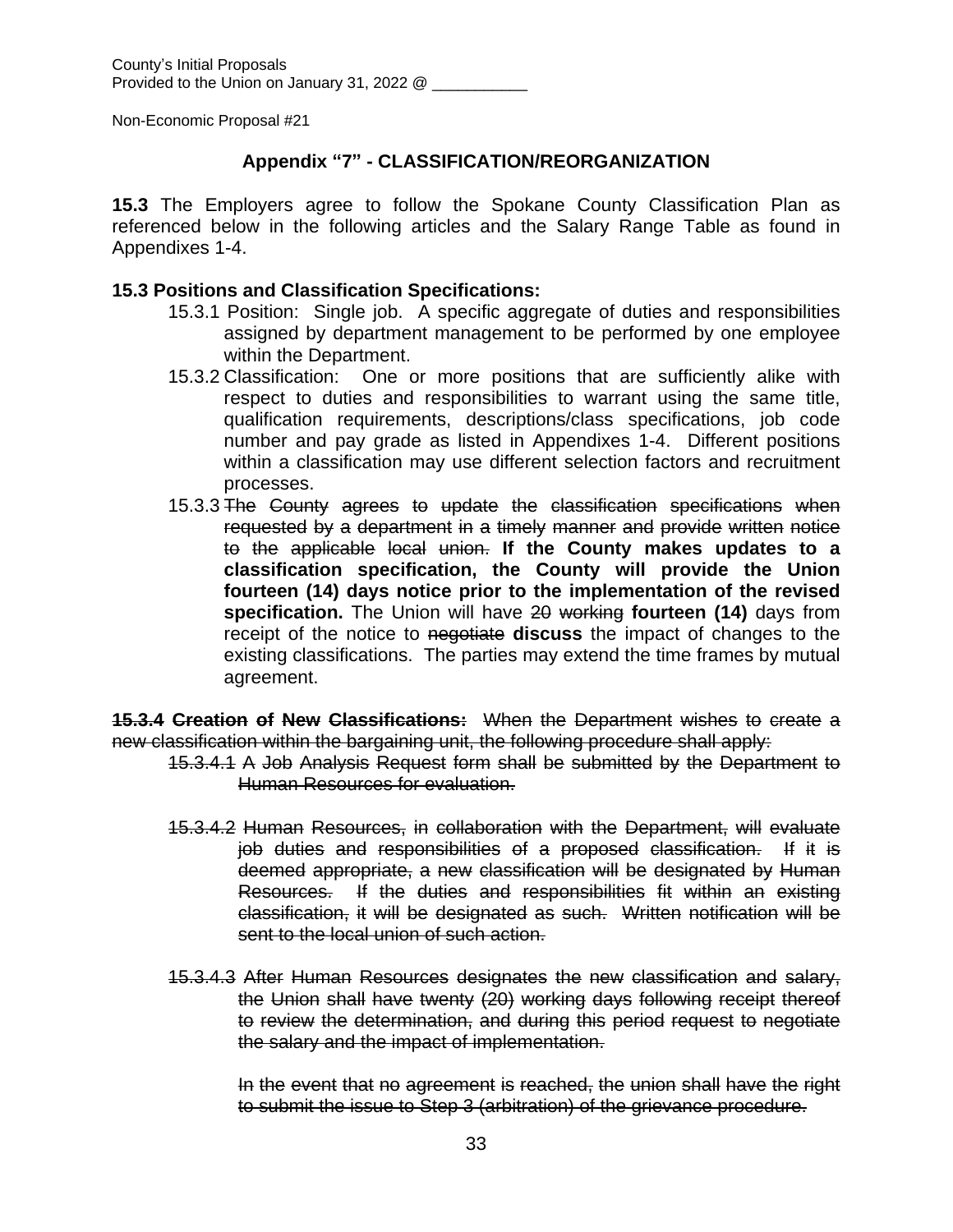County's Initial Proposals
Provided to the Union on January 31, 2022 @ ___________

Non-Economic Proposal #21

## Appendix "7" - CLASSIFICATION/REORGANIZATION

**15.3** The Employers agree to follow the Spokane County Classification Plan as referenced below in the following articles and the Salary Range Table as found in Appendixes 1-4.

**15.3 Positions and Classification Specifications:**

15.3.1 Position: Single job. A specific aggregate of duties and responsibilities assigned by department management to be performed by one employee within the Department.

15.3.2 Classification: One or more positions that are sufficiently alike with respect to duties and responsibilities to warrant using the same title, qualification requirements, descriptions/class specifications, job code number and pay grade as listed in Appendixes 1-4. Different positions within a classification may use different selection factors and recruitment processes.

15.3.3 ~~The County agrees to update the classification specifications when requested by a department in a timely manner and provide written notice to the applicable local union.~~ **If the County makes updates to a classification specification, the County will provide the Union fourteen (14) days notice prior to the implementation of the revised specification.** The Union will have ~~20 working~~ **fourteen (14)** days from receipt of the notice to ~~negotiate~~ **discuss** the impact of changes to the existing classifications. The parties may extend the time frames by mutual agreement.

~~**15.3.4 Creation of New Classifications:** When the Department wishes to create a new classification within the bargaining unit, the following procedure shall apply:~~

~~15.3.4.1 A Job Analysis Request form shall be submitted by the Department to Human Resources for evaluation.~~

~~15.3.4.2 Human Resources, in collaboration with the Department, will evaluate job duties and responsibilities of a proposed classification. If it is deemed appropriate, a new classification will be designated by Human Resources. If the duties and responsibilities fit within an existing classification, it will be designated as such. Written notification will be sent to the local union of such action.~~

~~15.3.4.3 After Human Resources designates the new classification and salary, the Union shall have twenty (20) working days following receipt thereof to review the determination, and during this period request to negotiate the salary and the impact of implementation.~~

~~In the event that no agreement is reached, the union shall have the right to submit the issue to Step 3 (arbitration) of the grievance procedure.~~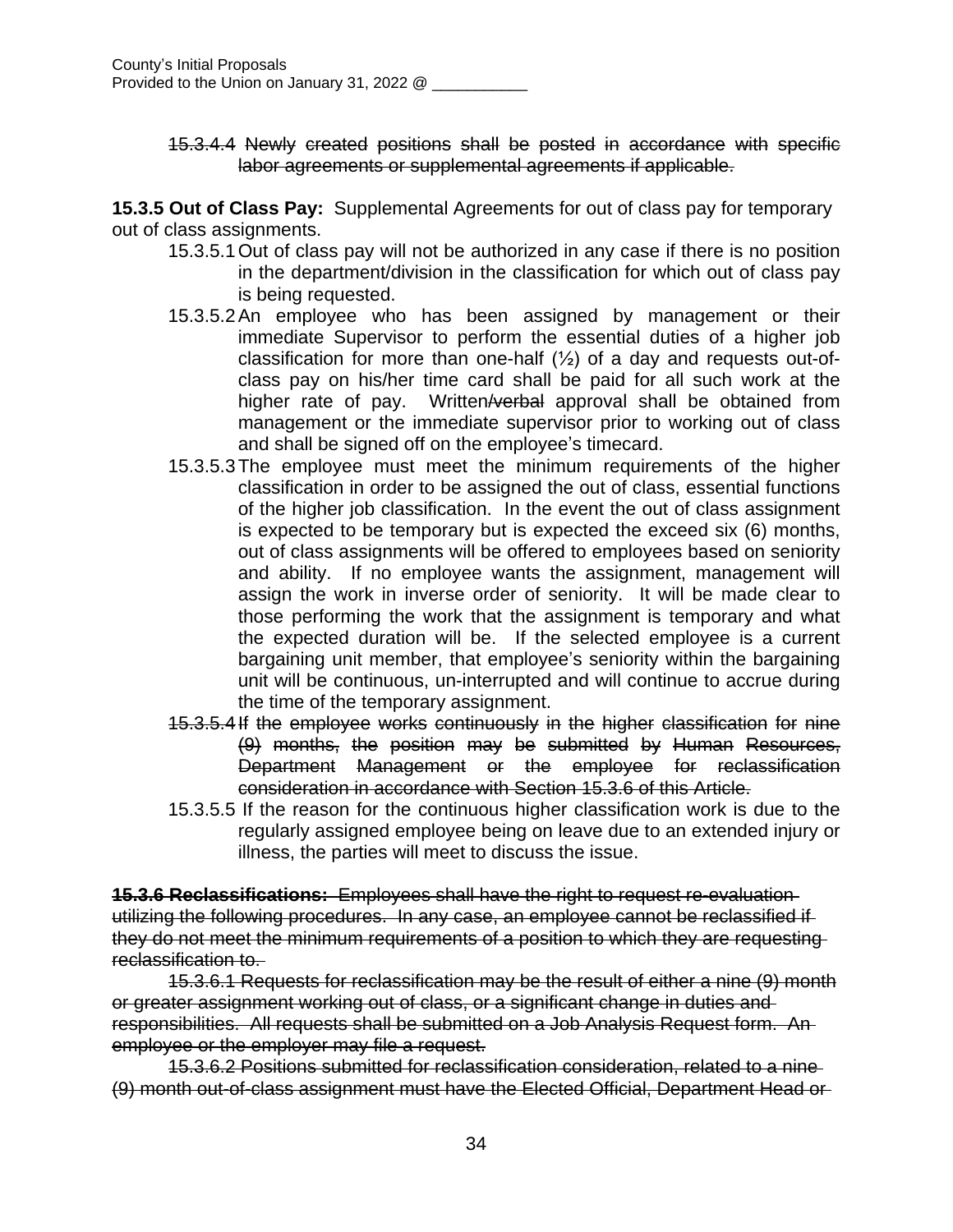County's Initial Proposals
Provided to the Union on January 31, 2022 @ ___________

~~15.3.4.4 Newly created positions shall be posted in accordance with specific labor agreements or supplemental agreements if applicable.~~

**15.3.5 Out of Class Pay:** Supplemental Agreements for out of class pay for temporary out of class assignments.

15.3.5.1 Out of class pay will not be authorized in any case if there is no position in the department/division in the classification for which out of class pay is being requested.

15.3.5.2 An employee who has been assigned by management or their immediate Supervisor to perform the essential duties of a higher job classification for more than one-half (½) of a day and requests out-of-class pay on his/her time card shall be paid for all such work at the higher rate of pay. Written~~/verbal~~ approval shall be obtained from management or the immediate supervisor prior to working out of class and shall be signed off on the employee's timecard.

15.3.5.3 The employee must meet the minimum requirements of the higher classification in order to be assigned the out of class, essential functions of the higher job classification. In the event the out of class assignment is expected to be temporary but is expected the exceed six (6) months, out of class assignments will be offered to employees based on seniority and ability. If no employee wants the assignment, management will assign the work in inverse order of seniority. It will be made clear to those performing the work that the assignment is temporary and what the expected duration will be. If the selected employee is a current bargaining unit member, that employee's seniority within the bargaining unit will be continuous, un-interrupted and will continue to accrue during the time of the temporary assignment.

~~15.3.5.4 If the employee works continuously in the higher classification for nine (9) months, the position may be submitted by Human Resources, Department Management or the employee for reclassification consideration in accordance with Section 15.3.6 of this Article.~~

15.3.5.5 If the reason for the continuous higher classification work is due to the regularly assigned employee being on leave due to an extended injury or illness, the parties will meet to discuss the issue.

~~**15.3.6 Reclassifications:** Employees shall have the right to request re-evaluation utilizing the following procedures. In any case, an employee cannot be reclassified if they do not meet the minimum requirements of a position to which they are requesting reclassification to.~~

~~15.3.6.1 Requests for reclassification may be the result of either a nine (9) month or greater assignment working out of class, or a significant change in duties and responsibilities. All requests shall be submitted on a Job Analysis Request form. An employee or the employer may file a request.~~

~~15.3.6.2 Positions submitted for reclassification consideration, related to a nine (9) month out-of-class assignment must have the Elected Official, Department Head or~~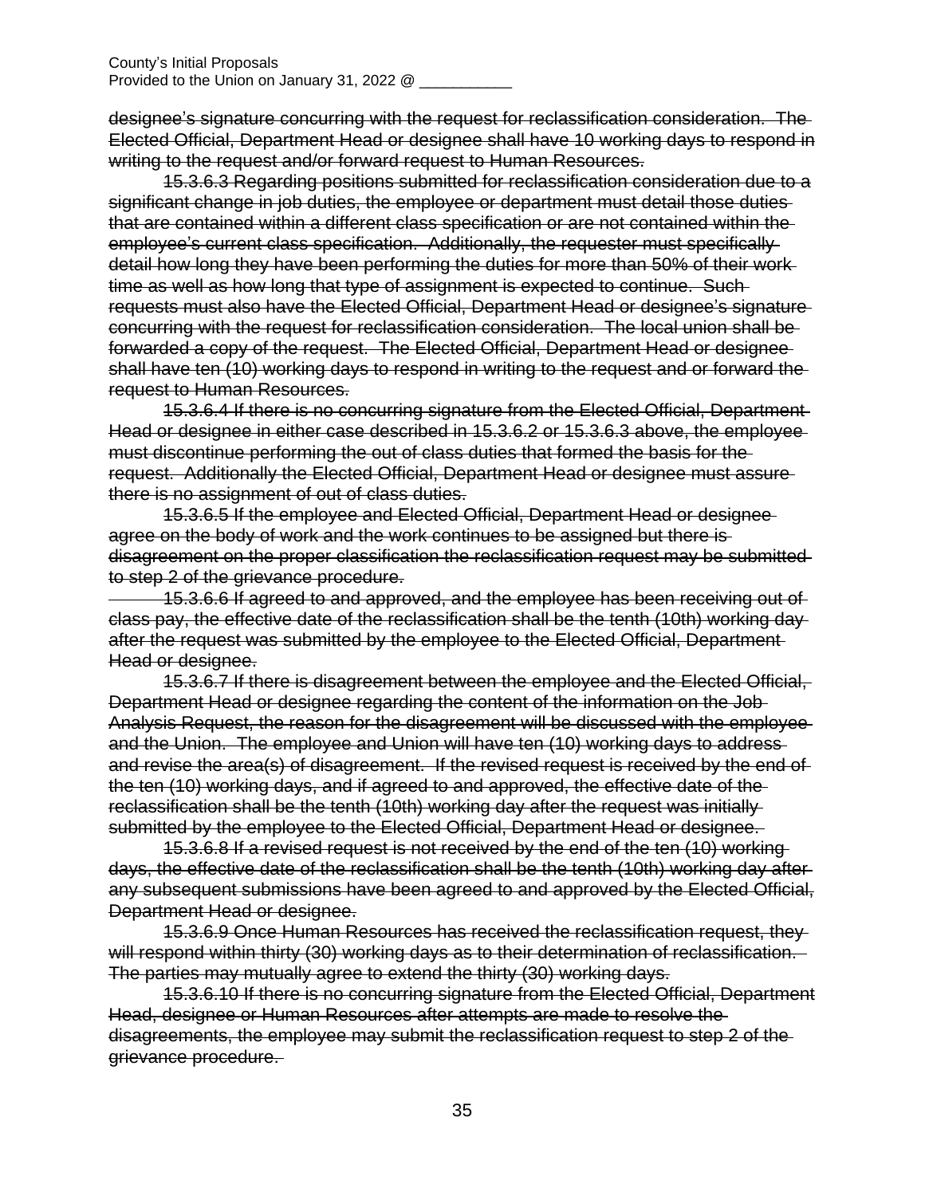~~designee's signature concurring with the request for reclassification consideration. The Elected Official, Department Head or designee shall have 10 working days to respond in writing to the request and/or forward request to Human Resources.~~

~~15.3.6.3 Regarding positions submitted for reclassification consideration due to a significant change in job duties, the employee or department must detail those duties that are contained within a different class specification or are not contained within the employee's current class specification. Additionally, the requester must specifically detail how long they have been performing the duties for more than 50% of their work time as well as how long that type of assignment is expected to continue. Such requests must also have the Elected Official, Department Head or designee's signature concurring with the request for reclassification consideration. The local union shall be forwarded a copy of the request. The Elected Official, Department Head or designee shall have ten (10) working days to respond in writing to the request and or forward the request to Human Resources.~~

~~15.3.6.4 If there is no concurring signature from the Elected Official, Department Head or designee in either case described in 15.3.6.2 or 15.3.6.3 above, the employee must discontinue performing the out of class duties that formed the basis for the request. Additionally the Elected Official, Department Head or designee must assure there is no assignment of out of class duties.~~

~~15.3.6.5 If the employee and Elected Official, Department Head or designee agree on the body of work and the work continues to be assigned but there is disagreement on the proper classification the reclassification request may be submitted to step 2 of the grievance procedure.~~

~~15.3.6.6 If agreed to and approved, and the employee has been receiving out of class pay, the effective date of the reclassification shall be the tenth (10th) working day after the request was submitted by the employee to the Elected Official, Department Head or designee.~~

~~15.3.6.7 If there is disagreement between the employee and the Elected Official, Department Head or designee regarding the content of the information on the Job Analysis Request, the reason for the disagreement will be discussed with the employee and the Union. The employee and Union will have ten (10) working days to address and revise the area(s) of disagreement. If the revised request is received by the end of the ten (10) working days, and if agreed to and approved, the effective date of the reclassification shall be the tenth (10th) working day after the request was initially submitted by the employee to the Elected Official, Department Head or designee.~~

~~15.3.6.8 If a revised request is not received by the end of the ten (10) working days, the effective date of the reclassification shall be the tenth (10th) working day after any subsequent submissions have been agreed to and approved by the Elected Official, Department Head or designee.~~

~~15.3.6.9 Once Human Resources has received the reclassification request, they will respond within thirty (30) working days as to their determination of reclassification. The parties may mutually agree to extend the thirty (30) working days.~~

~~15.3.6.10 If there is no concurring signature from the Elected Official, Department Head, designee or Human Resources after attempts are made to resolve the disagreements, the employee may submit the reclassification request to step 2 of the grievance procedure.~~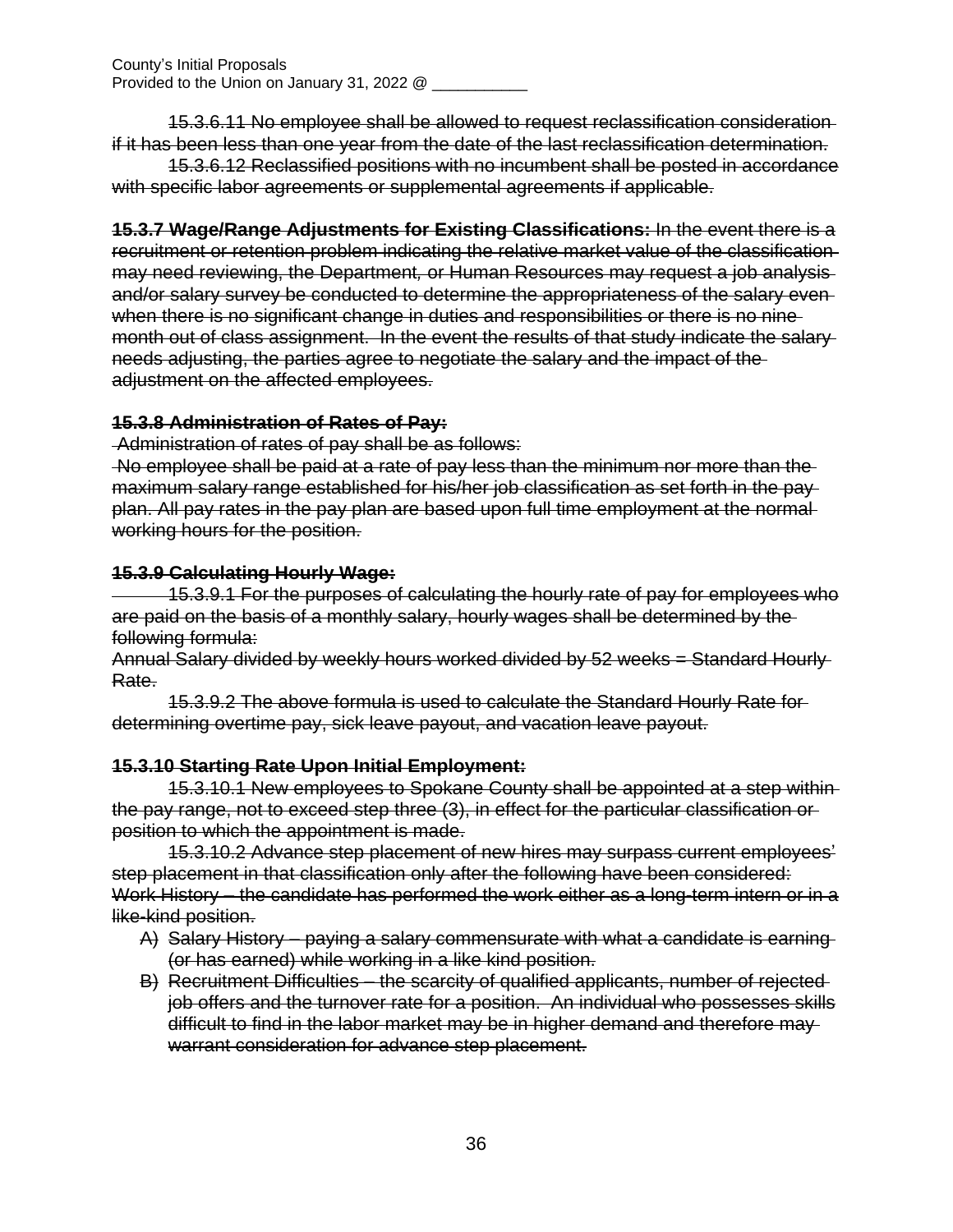~~15.3.6.11 No employee shall be allowed to request reclassification consideration if it has been less than one year from the date of the last reclassification determination.~~

~~15.3.6.12 Reclassified positions with no incumbent shall be posted in accordance with specific labor agreements or supplemental agreements if applicable.~~

**15.3.7 Wage/Range Adjustments for Existing Classifications:** ~~In the event there is a recruitment or retention problem indicating the relative market value of the classification may need reviewing, the Department, or Human Resources may request a job analysis and/or salary survey be conducted to determine the appropriateness of the salary even when there is no significant change in duties and responsibilities or there is no nine month out of class assignment. In the event the results of that study indicate the salary needs adjusting, the parties agree to negotiate the salary and the impact of the adjustment on the affected employees.~~

~~**15.3.8 Administration of Rates of Pay:**~~

~~Administration of rates of pay shall be as follows:~~

~~No employee shall be paid at a rate of pay less than the minimum nor more than the maximum salary range established for his/her job classification as set forth in the pay plan. All pay rates in the pay plan are based upon full time employment at the normal working hours for the position.~~

~~**15.3.9 Calculating Hourly Wage:**~~

~~15.3.9.1 For the purposes of calculating the hourly rate of pay for employees who are paid on the basis of a monthly salary, hourly wages shall be determined by the following formula:~~

~~Annual Salary divided by weekly hours worked divided by 52 weeks = Standard Hourly Rate.~~

~~15.3.9.2 The above formula is used to calculate the Standard Hourly Rate for determining overtime pay, sick leave payout, and vacation leave payout.~~

~~**15.3.10 Starting Rate Upon Initial Employment:**~~

~~15.3.10.1 New employees to Spokane County shall be appointed at a step within the pay range, not to exceed step three (3), in effect for the particular classification or position to which the appointment is made.~~

~~15.3.10.2 Advance step placement of new hires may surpass current employees' step placement in that classification only after the following have been considered:~~

~~Work History – the candidate has performed the work either as a long-term intern or in a like-kind position.~~

- A) ~~Salary History – paying a salary commensurate with what a candidate is earning (or has earned) while working in a like kind position.~~
- B) ~~Recruitment Difficulties – the scarcity of qualified applicants, number of rejected job offers and the turnover rate for a position. An individual who possesses skills difficult to find in the labor market may be in higher demand and therefore may warrant consideration for advance step placement.~~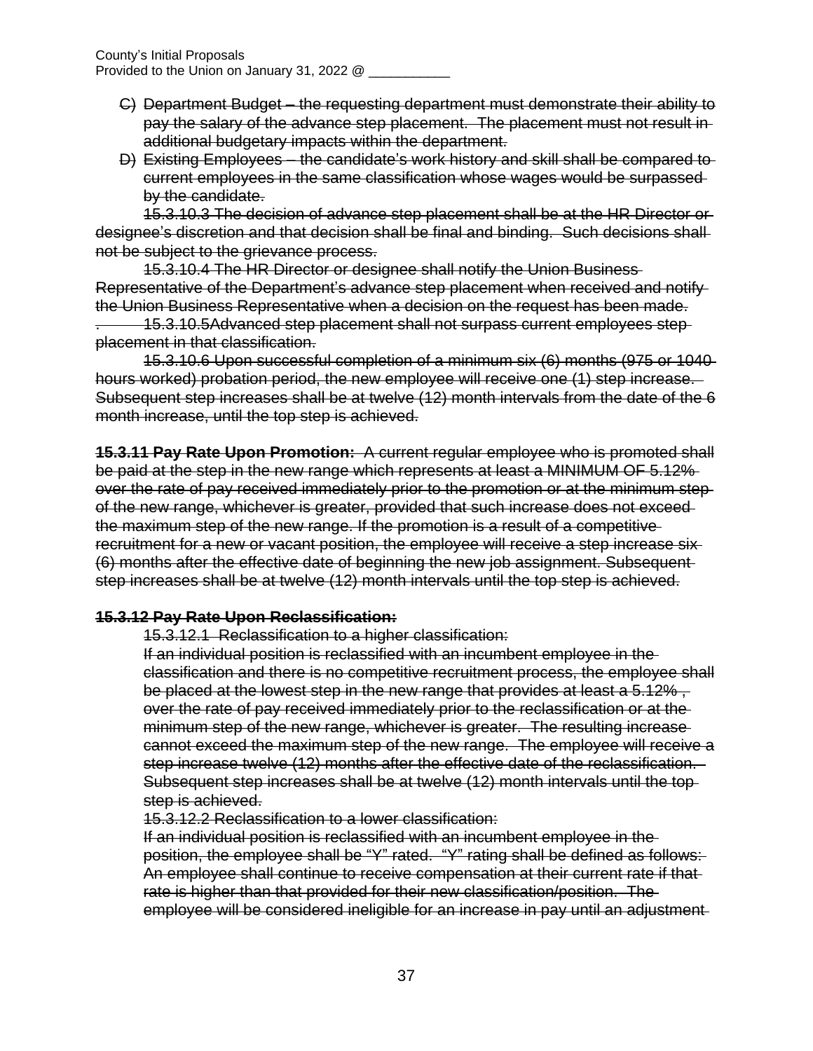C) ~~Department Budget – the requesting department must demonstrate their ability to pay the salary of the advance step placement. The placement must not result in additional budgetary impacts within the department.~~

D) ~~Existing Employees – the candidate's work history and skill shall be compared to current employees in the same classification whose wages would be surpassed by the candidate.~~

~~15.3.10.3 The decision of advance step placement shall be at the HR Director or designee's discretion and that decision shall be final and binding. Such decisions shall not be subject to the grievance process.~~

~~15.3.10.4 The HR Director or designee shall notify the Union Business Representative of the Department's advance step placement when received and notify the Union Business Representative when a decision on the request has been made.~~

~~. 15.3.10.5Advanced step placement shall not surpass current employees step placement in that classification.~~

~~15.3.10.6 Upon successful completion of a minimum six (6) months (975 or 1040 hours worked) probation period, the new employee will receive one (1) step increase. Subsequent step increases shall be at twelve (12) month intervals from the date of the 6 month increase, until the top step is achieved.~~

~~**15.3.11 Pay Rate Upon Promotion:** A current regular employee who is promoted shall be paid at the step in the new range which represents at least a MINIMUM OF 5.12% over the rate of pay received immediately prior to the promotion or at the minimum step of the new range, whichever is greater, provided that such increase does not exceed the maximum step of the new range. If the promotion is a result of a competitive recruitment for a new or vacant position, the employee will receive a step increase six (6) months after the effective date of beginning the new job assignment. Subsequent step increases shall be at twelve (12) month intervals until the top step is achieved.~~

~~**15.3.12 Pay Rate Upon Reclassification:**~~

~~15.3.12.1 Reclassification to a higher classification:~~

~~If an individual position is reclassified with an incumbent employee in the classification and there is no competitive recruitment process, the employee shall be placed at the lowest step in the new range that provides at least a 5.12% , over the rate of pay received immediately prior to the reclassification or at the minimum step of the new range, whichever is greater. The resulting increase cannot exceed the maximum step of the new range. The employee will receive a step increase twelve (12) months after the effective date of the reclassification. Subsequent step increases shall be at twelve (12) month intervals until the top step is achieved.~~

~~15.3.12.2 Reclassification to a lower classification:~~

~~If an individual position is reclassified with an incumbent employee in the position, the employee shall be "Y" rated. "Y" rating shall be defined as follows: An employee shall continue to receive compensation at their current rate if that rate is higher than that provided for their new classification/position. The employee will be considered ineligible for an increase in pay until an adjustment~~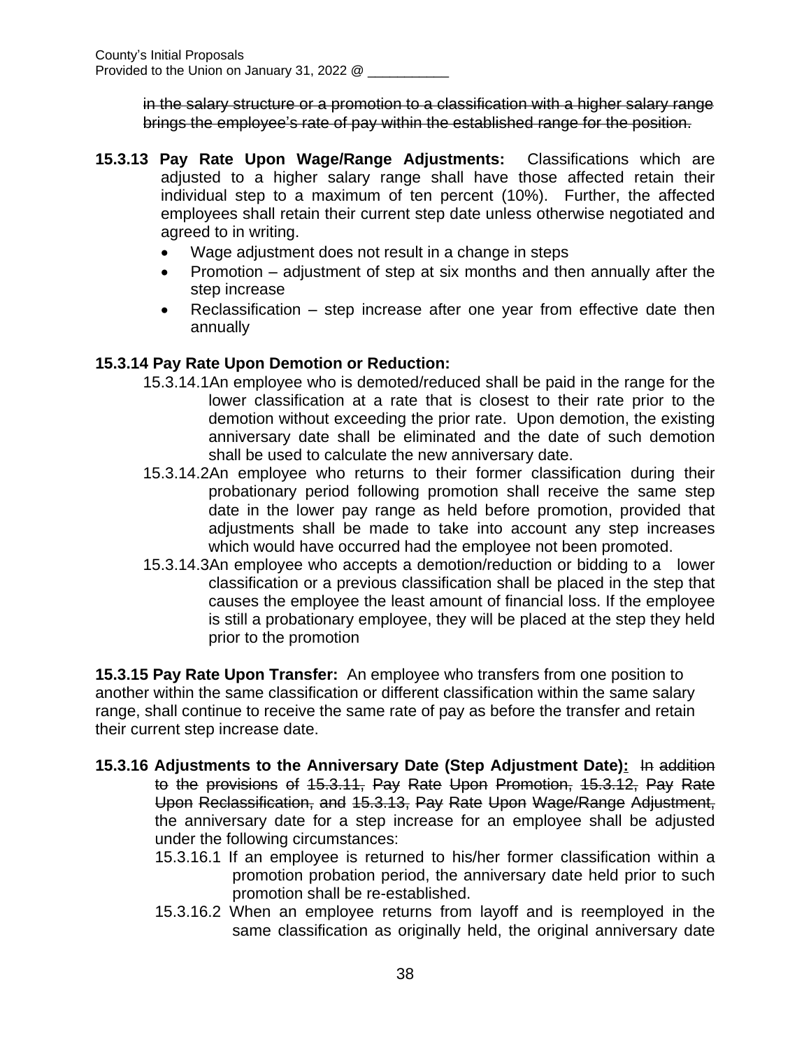~~in the salary structure or a promotion to a classification with a higher salary range brings the employee's rate of pay within the established range for the position.~~

**15.3.13 Pay Rate Upon Wage/Range Adjustments:** Classifications which are adjusted to a higher salary range shall have those affected retain their individual step to a maximum of ten percent (10%). Further, the affected employees shall retain their current step date unless otherwise negotiated and agreed to in writing.

- Wage adjustment does not result in a change in steps
- Promotion – adjustment of step at six months and then annually after the step increase
- Reclassification – step increase after one year from effective date then annually

**15.3.14 Pay Rate Upon Demotion or Reduction:**

15.3.14.1 An employee who is demoted/reduced shall be paid in the range for the lower classification at a rate that is closest to their rate prior to the demotion without exceeding the prior rate. Upon demotion, the existing anniversary date shall be eliminated and the date of such demotion shall be used to calculate the new anniversary date.

15.3.14.2 An employee who returns to their former classification during their probationary period following promotion shall receive the same step date in the lower pay range as held before promotion, provided that adjustments shall be made to take into account any step increases which would have occurred had the employee not been promoted.

15.3.14.3 An employee who accepts a demotion/reduction or bidding to a lower classification or a previous classification shall be placed in the step that causes the employee the least amount of financial loss. If the employee is still a probationary employee, they will be placed at the step they held prior to the promotion

**15.3.15 Pay Rate Upon Transfer:** An employee who transfers from one position to another within the same classification or different classification within the same salary range, shall continue to receive the same rate of pay as before the transfer and retain their current step increase date.

**15.3.16 Adjustments to the Anniversary Date (Step Adjustment Date):** ~~In addition to the provisions of 15.3.11, Pay Rate Upon Promotion, 15.3.12, Pay Rate Upon Reclassification, and 15.3.13, Pay Rate Upon Wage/Range Adjustment,~~ the anniversary date for a step increase for an employee shall be adjusted under the following circumstances:

15.3.16.1 If an employee is returned to his/her former classification within a promotion probation period, the anniversary date held prior to such promotion shall be re-established.

15.3.16.2 When an employee returns from layoff and is reemployed in the same classification as originally held, the original anniversary date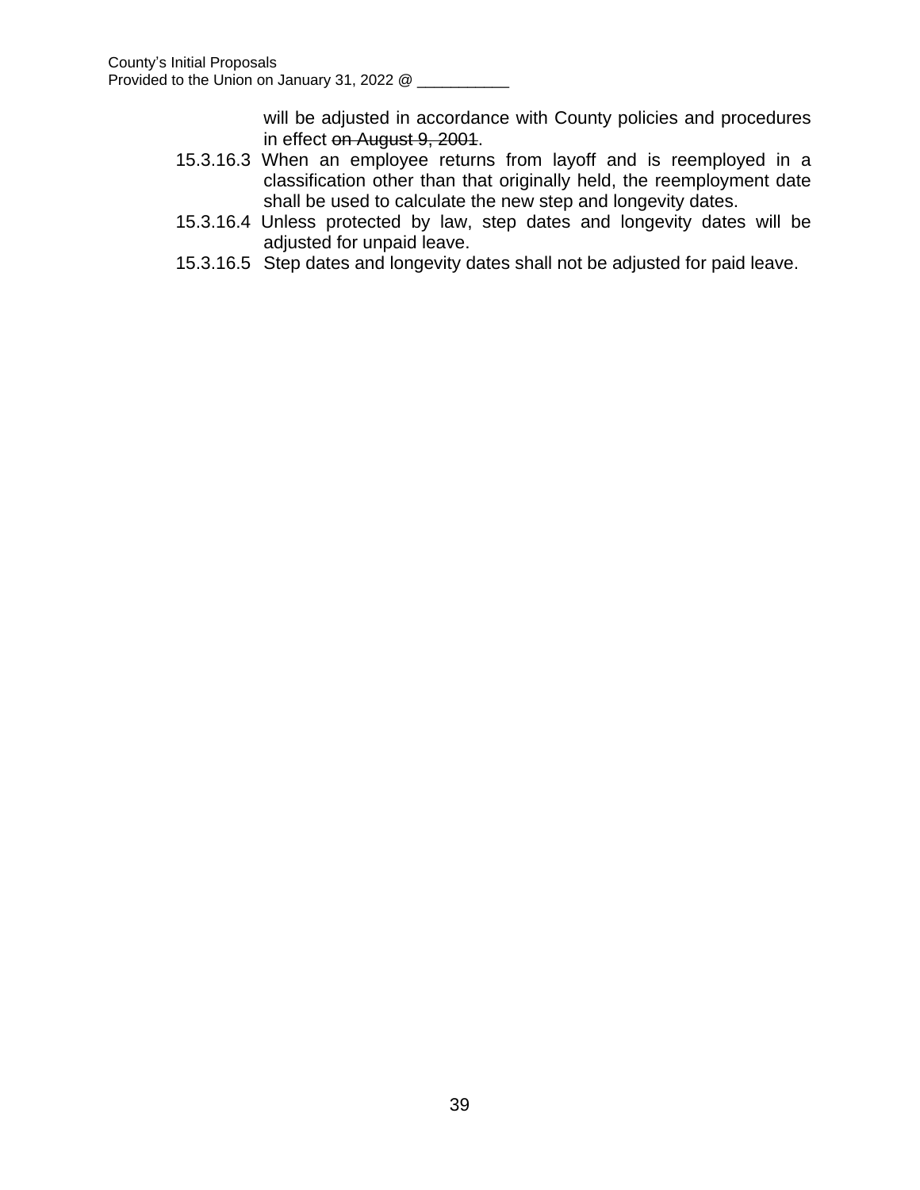will be adjusted in accordance with County policies and procedures in effect ~~on August 9, 2001~~.

15.3.16.3 When an employee returns from layoff and is reemployed in a classification other than that originally held, the reemployment date shall be used to calculate the new step and longevity dates.

15.3.16.4 Unless protected by law, step dates and longevity dates will be adjusted for unpaid leave.

15.3.16.5 Step dates and longevity dates shall not be adjusted for paid leave.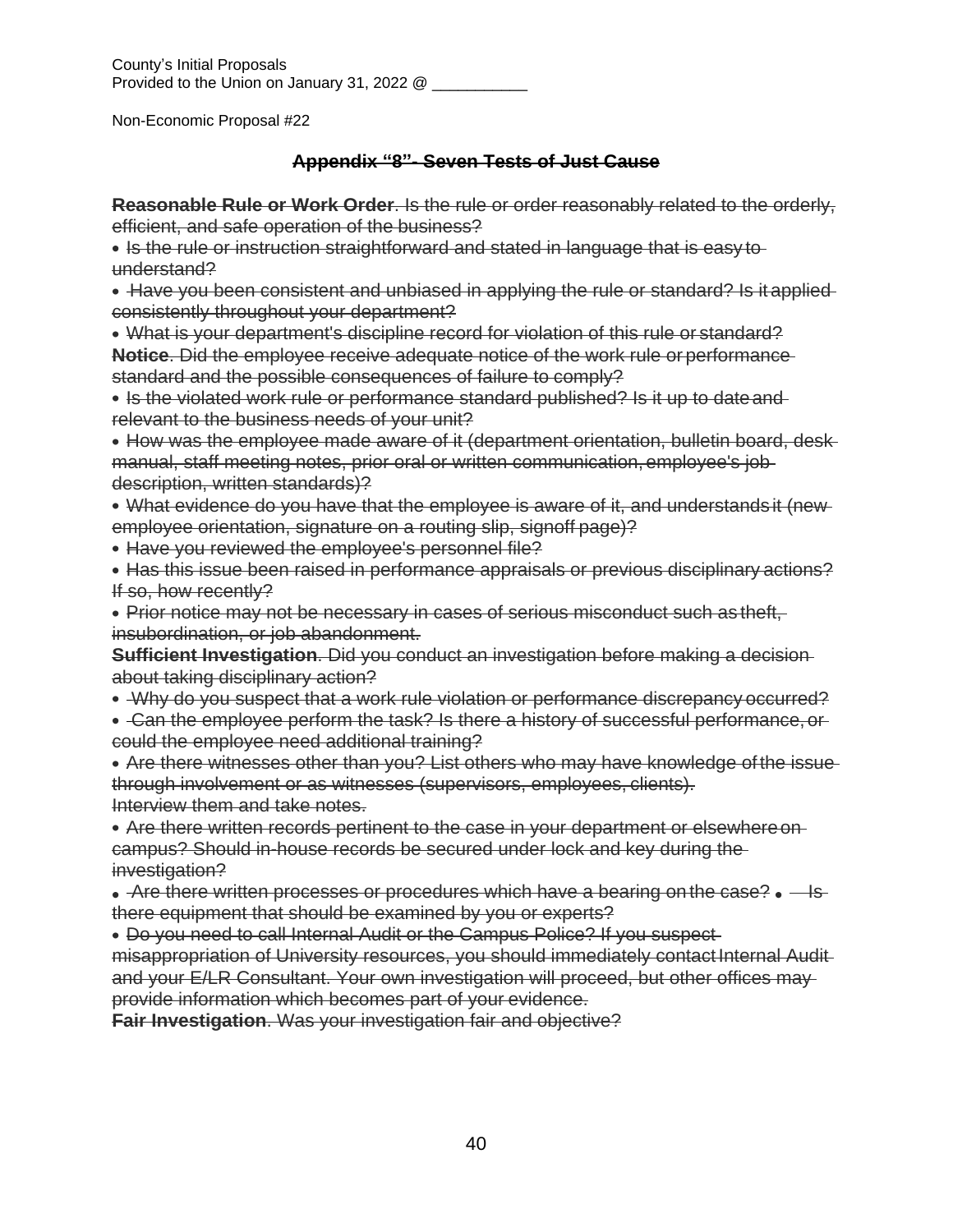County's Initial Proposals
Provided to the Union on January 31, 2022 @ ___________

Non-Economic Proposal #22

## ~~Appendix "8"- Seven Tests of Just Cause~~

~~**Reasonable Rule or Work Order**. Is the rule or order reasonably related to the orderly, efficient, and safe operation of the business?~~

- ~~Is the rule or instruction straightforward and stated in language that is easy to understand?~~
- ~~Have you been consistent and unbiased in applying the rule or standard? Is it applied consistently throughout your department?~~
- ~~What is your department's discipline record for violation of this rule or standard?~~

~~**Notice**. Did the employee receive adequate notice of the work rule or performance standard and the possible consequences of failure to comply?~~

- ~~Is the violated work rule or performance standard published? Is it up to date and relevant to the business needs of your unit?~~
- ~~How was the employee made aware of it (department orientation, bulletin board, desk manual, staff meeting notes, prior oral or written communication, employee's job description, written standards)?~~
- ~~What evidence do you have that the employee is aware of it, and understands it (new employee orientation, signature on a routing slip, signoff page)?~~
- ~~Have you reviewed the employee's personnel file?~~
- ~~Has this issue been raised in performance appraisals or previous disciplinary actions? If so, how recently?~~
- ~~Prior notice may not be necessary in cases of serious misconduct such as theft, insubordination, or job abandonment.~~

~~**Sufficient Investigation**. Did you conduct an investigation before making a decision about taking disciplinary action?~~

- ~~Why do you suspect that a work rule violation or performance discrepancy occurred?~~
- ~~Can the employee perform the task? Is there a history of successful performance, or could the employee need additional training?~~
- ~~Are there witnesses other than you? List others who may have knowledge of the issue through involvement or as witnesses (supervisors, employees, clients). Interview them and take notes.~~
- ~~Are there written records pertinent to the case in your department or elsewhere on campus? Should in-house records be secured under lock and key during the investigation?~~
- ~~Are there written processes or procedures which have a bearing on the case?~~
- ~~Is there equipment that should be examined by you or experts?~~
- ~~Do you need to call Internal Audit or the Campus Police? If you suspect misappropriation of University resources, you should immediately contact Internal Audit and your E/LR Consultant. Your own investigation will proceed, but other offices may provide information which becomes part of your evidence.~~

~~**Fair Investigation**. Was your investigation fair and objective?~~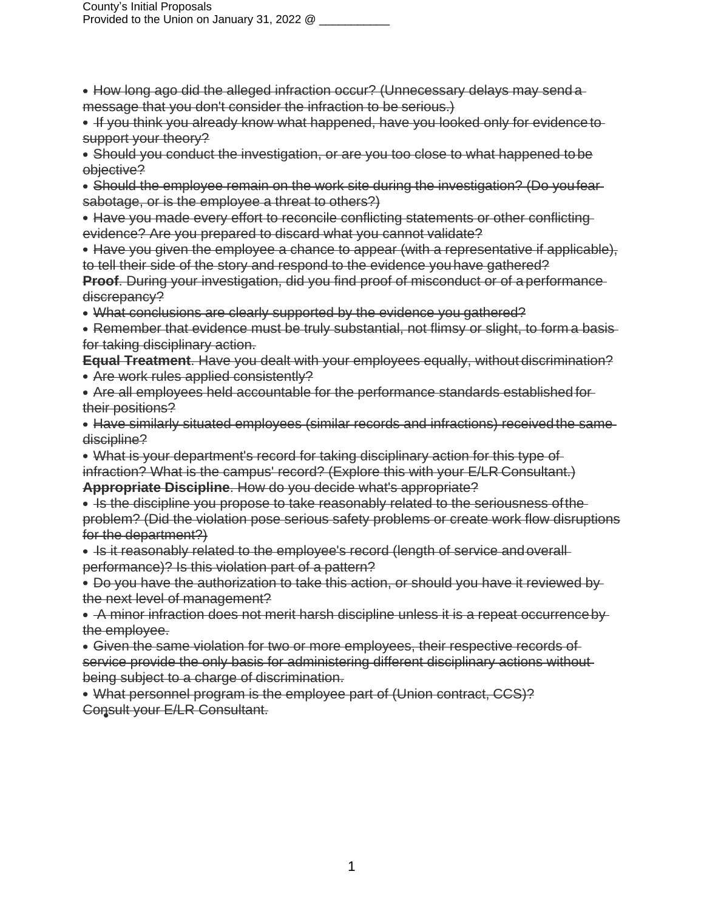- ~~How long ago did the alleged infraction occur? (Unnecessary delays may send a message that you don't consider the infraction to be serious.)~~
- ~~If you think you already know what happened, have you looked only for evidence to support your theory?~~
- ~~Should you conduct the investigation, or are you too close to what happened to be objective?~~
- ~~Should the employee remain on the work site during the investigation? (Do you fear sabotage, or is the employee a threat to others?)~~
- ~~Have you made every effort to reconcile conflicting statements or other conflicting evidence? Are you prepared to discard what you cannot validate?~~
- ~~Have you given the employee a chance to appear (with a representative if applicable), to tell their side of the story and respond to the evidence you have gathered?~~

~~**Proof**. During your investigation, did you find proof of misconduct or of a performance discrepancy?~~

- ~~What conclusions are clearly supported by the evidence you gathered?~~
- ~~Remember that evidence must be truly substantial, not flimsy or slight, to form a basis for taking disciplinary action.~~

~~**Equal Treatment**. Have you dealt with your employees equally, without discrimination?~~

- ~~Are work rules applied consistently?~~
- ~~Are all employees held accountable for the performance standards established for their positions?~~
- ~~Have similarly situated employees (similar records and infractions) received the same discipline?~~
- ~~What is your department's record for taking disciplinary action for this type of infraction? What is the campus' record? (Explore this with your E/LR Consultant.)~~

~~**Appropriate Discipline**. How do you decide what's appropriate?~~

- ~~Is the discipline you propose to take reasonably related to the seriousness of the problem? (Did the violation pose serious safety problems or create work flow disruptions for the department?)~~
- ~~Is it reasonably related to the employee's record (length of service and overall performance)? Is this violation part of a pattern?~~
- ~~Do you have the authorization to take this action, or should you have it reviewed by the next level of management?~~
- ~~A minor infraction does not merit harsh discipline unless it is a repeat occurrence by the employee.~~
- ~~Given the same violation for two or more employees, their respective records of service provide the only basis for administering different disciplinary actions without being subject to a charge of discrimination.~~
- ~~What personnel program is the employee part of (Union contract, CCS)? Consult your E/LR Consultant.~~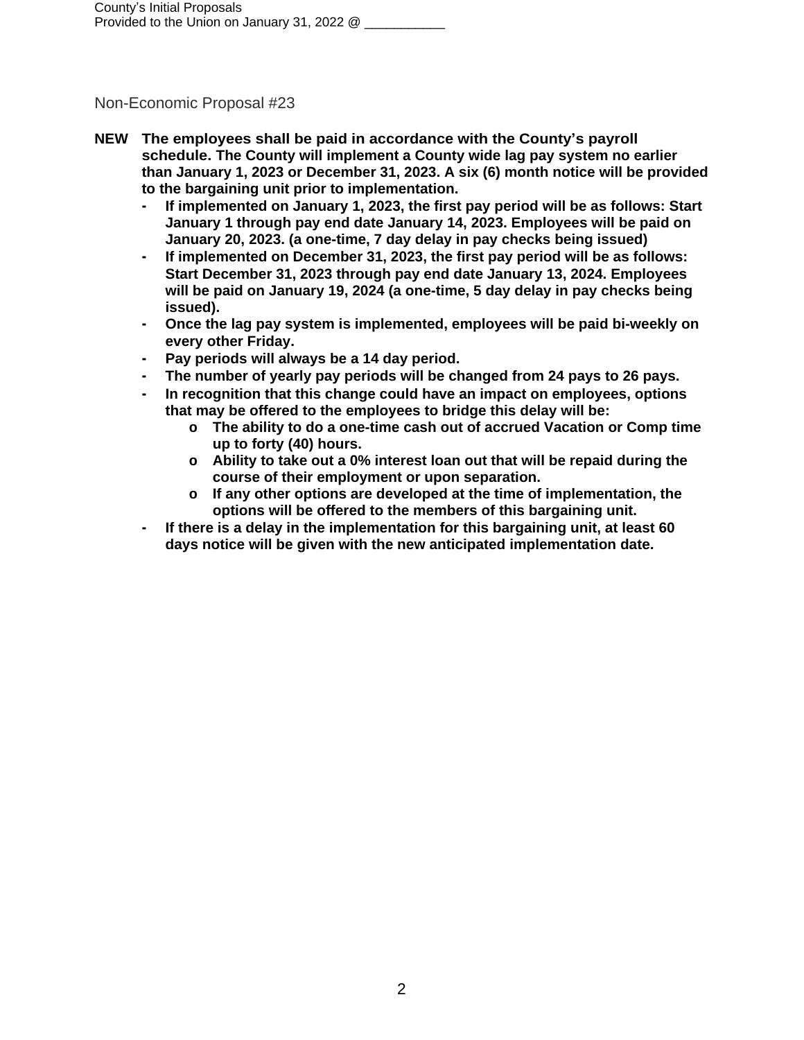Non-Economic Proposal #23

**NEW The employees shall be paid in accordance with the County's payroll schedule. The County will implement a County wide lag pay system no earlier than January 1, 2023 or December 31, 2023. A six (6) month notice will be provided to the bargaining unit prior to implementation.**

- **If implemented on January 1, 2023, the first pay period will be as follows: Start January 1 through pay end date January 14, 2023. Employees will be paid on January 20, 2023. (a one-time, 7 day delay in pay checks being issued)**
- **If implemented on December 31, 2023, the first pay period will be as follows: Start December 31, 2023 through pay end date January 13, 2024. Employees will be paid on January 19, 2024 (a one-time, 5 day delay in pay checks being issued).**
- **Once the lag pay system is implemented, employees will be paid bi-weekly on every other Friday.**
- **Pay periods will always be a 14 day period.**
- **The number of yearly pay periods will be changed from 24 pays to 26 pays.**
- **In recognition that this change could have an impact on employees, options that may be offered to the employees to bridge this delay will be:**
    - **The ability to do a one-time cash out of accrued Vacation or Comp time up to forty (40) hours.**
    - **Ability to take out a 0% interest loan out that will be repaid during the course of their employment or upon separation.**
    - **If any other options are developed at the time of implementation, the options will be offered to the members of this bargaining unit.**
- **If there is a delay in the implementation for this bargaining unit, at least 60 days notice will be given with the new anticipated implementation date.**